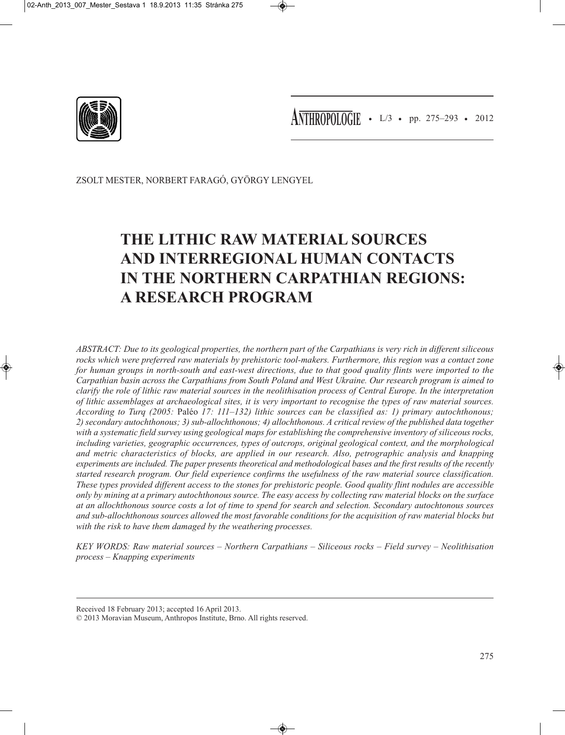ZSOLT MESTER, NORBERT FARAGÓ, GYÖRGY LENGYEL

# THE LITHIC RAW MATERIAL SOURCES AND INTERREGIONAL HUMAN CONTACTS IN THE NORTHERN CARPATHIAN REGIONS: A RESEARCH PROGRAM

*ABSTRACT: Due to its geological properties, the northern part of the Carpathians is very rich in different siliceous rocks which were preferred raw materials by prehistoric tool-makers. Furthermore, this region was a contact zone for human groups in north-south and east-west directions, due to that good quality flints were imported to the Carpathian basin across the Carpathians from South Poland and West Ukraine. Our research program is aimed to clarify the role of lithic raw material sources in the neolithisation process of Central Europe. In the interpretation of lithic assemblages at archaeological sites, it is very important to recognise the types of raw material sources. According to Turq (2005:* Paléo *17: 111–132) lithic sources can be classified as: 1) primary autochthonous; 2) secondary autochthonous; 3) sub-allochthonous; 4) allochthonous. A critical review of the published data together with a systematic field survey using geological maps for establishing the comprehensive inventory of siliceous rocks, including varieties, geographic occurrences, types of outcrops, original geological context, and the morphological and metric characteristics of blocks, are applied in our research. Also, petrographic analysis and knapping experiments are included. The paper presents theoretical and methodological bases and the first results of the recently started research program. Our field experience confirms the usefulness of the raw material source classification. These types provided different access to the stones for prehistoric people. Good quality flint nodules are accessible only by mining at a primary autochthonous source. The easy access by collecting raw material blocks on the surface at an allochthonous source costs a lot of time to spend for search and selection. Secondary autochtonous sources and sub-allochthonous sources allowed the most favorable conditions for the acquisition of raw material blocks but with the risk to have them damaged by the weathering processes.*

*KEY WORDS: Raw material sources – Northern Carpathians – Siliceous rocks – Field survey – Neolithisation process – Knapping experiments*

Received 18 February 2013; accepted 16 April 2013.
© 2013 Moravian Museum, Anthropos Institute, Brno. All rights reserved.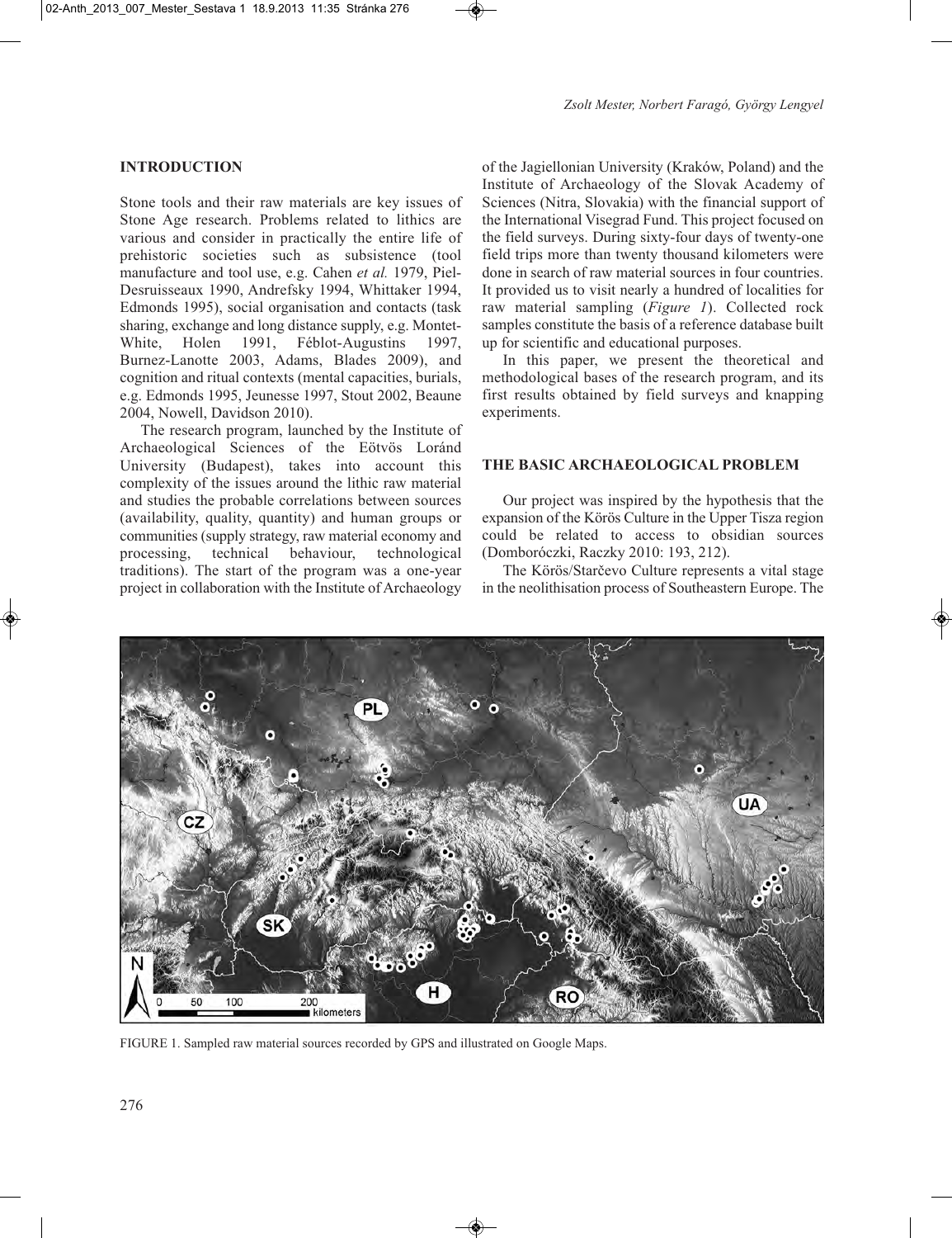## INTRODUCTION

Stone tools and their raw materials are key issues of Stone Age research. Problems related to lithics are various and consider in practically the entire life of prehistoric societies such as subsistence (tool manufacture and tool use, e.g. Cahen *et al.* 1979, Piel-Desruisseaux 1990, Andrefsky 1994, Whittaker 1994, Edmonds 1995), social organisation and contacts (task sharing, exchange and long distance supply, e.g. Montet-White, Holen 1991, Féblot-Augustins 1997, Burnez-Lanotte 2003, Adams, Blades 2009), and cognition and ritual contexts (mental capacities, burials, e.g. Edmonds 1995, Jeunesse 1997, Stout 2002, Beaune 2004, Nowell, Davidson 2010).

The research program, launched by the Institute of Archaeological Sciences of the Eötvös Loránd University (Budapest), takes into account this complexity of the issues around the lithic raw material and studies the probable correlations between sources (availability, quality, quantity) and human groups or communities (supply strategy, raw material economy and processing, technical behaviour, technological traditions). The start of the program was a one-year project in collaboration with the Institute of Archaeology of the Jagiellonian University (Kraków, Poland) and the Institute of Archaeology of the Slovak Academy of Sciences (Nitra, Slovakia) with the financial support of the International Visegrad Fund. This project focused on the field surveys. During sixty-four days of twenty-one field trips more than twenty thousand kilometers were done in search of raw material sources in four countries. It provided us to visit nearly a hundred of localities for raw material sampling (*Figure 1*). Collected rock samples constitute the basis of a reference database built up for scientific and educational purposes.

In this paper, we present the theoretical and methodological bases of the research program, and its first results obtained by field surveys and knapping experiments.

## THE BASIC ARCHAEOLOGICAL PROBLEM

Our project was inspired by the hypothesis that the expansion of the Körös Culture in the Upper Tisza region could be related to access to obsidian sources (Domboróczki, Raczky 2010: 193, 212).

The Körös/Starčevo Culture represents a vital stage in the neolithisation process of Southeastern Europe. The

PL
CZ
UA
SK
H
RO
N
0 50 100 200 kilometers

FIGURE 1. Sampled raw material sources recorded by GPS and illustrated on Google Maps.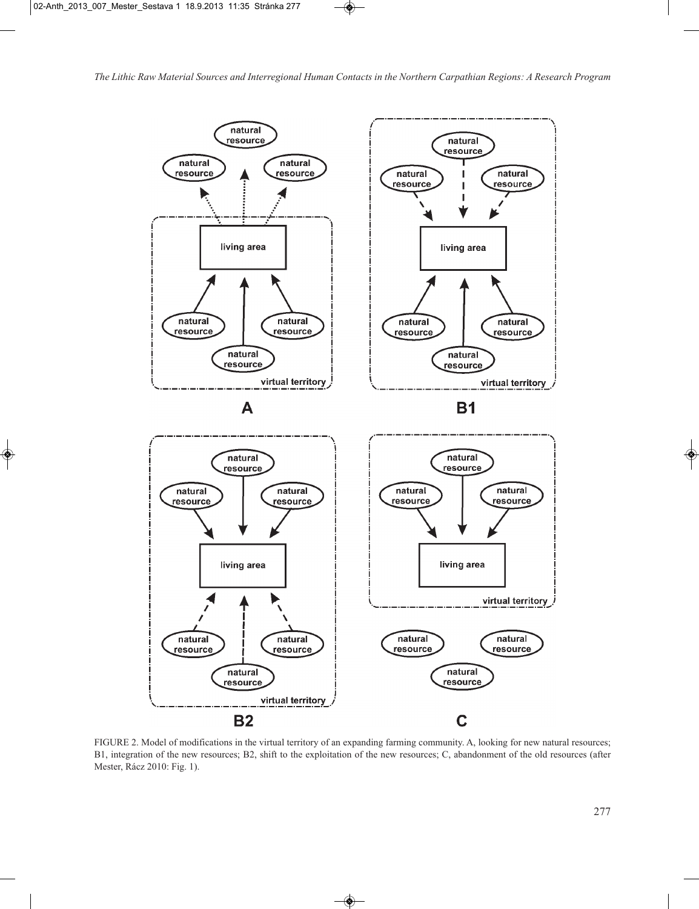natural resource
natural resource
natural resource
living area
natural resource
natural resource
natural resource
virtual territory

A

natural resource
natural resource
natural resource
living area
natural resource
natural resource
natural resource
virtual territory

B1

natural resource
natural resource
natural resource
living area
natural resource
natural resource
natural resource
virtual territory

B2

natural resource
natural resource
natural resource
living area
virtual territory
natural resource
natural resource
natural resource

C

FIGURE 2. Model of modifications in the virtual territory of an expanding farming community. A, looking for new natural resources; B1, integration of the new resources; B2, shift to the exploitation of the new resources; C, abandonment of the old resources (after Mester, Rácz 2010: Fig. 1).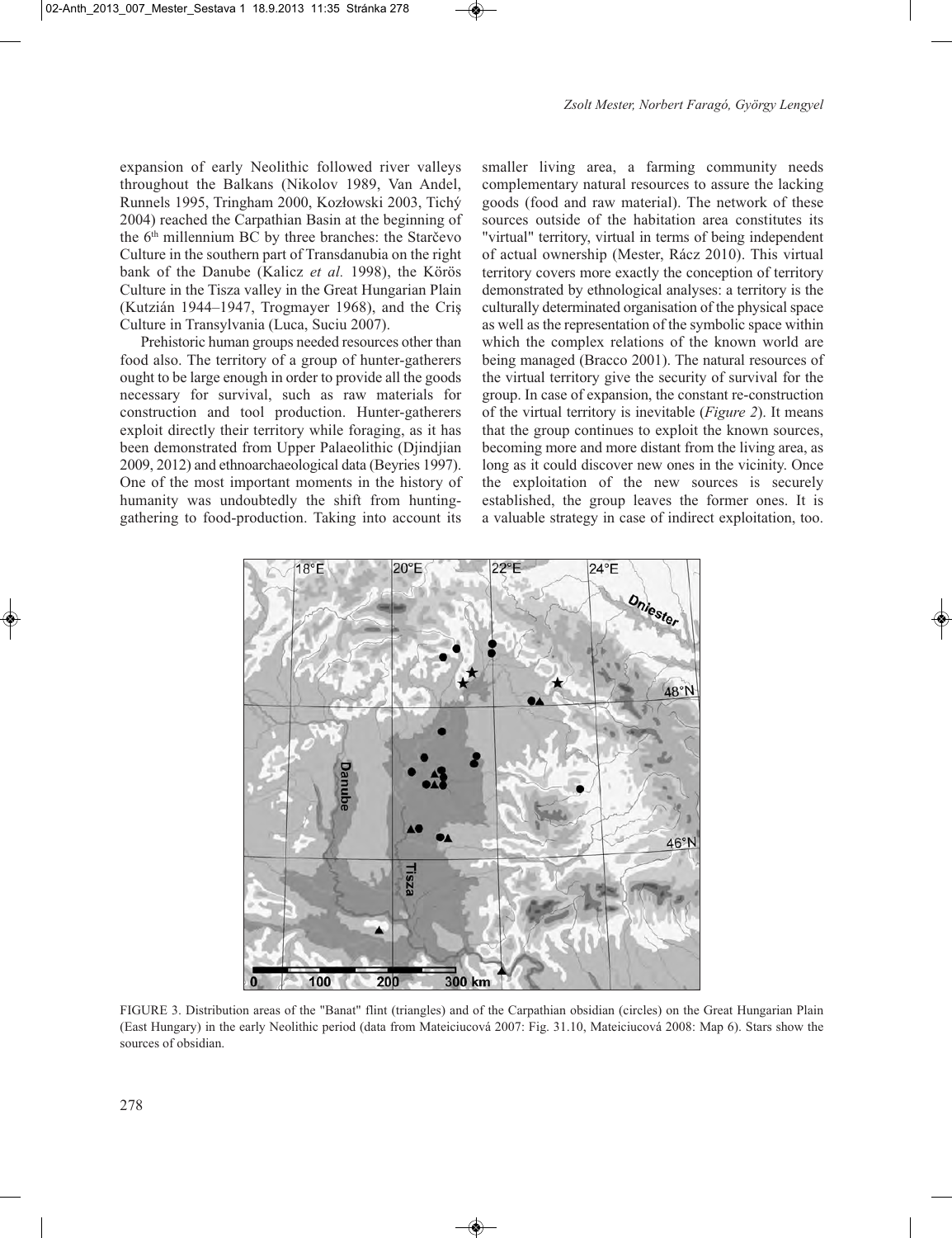expansion of early Neolithic followed river valleys throughout the Balkans (Nikolov 1989, Van Andel, Runnels 1995, Tringham 2000, Kozłowski 2003, Tichý 2004) reached the Carpathian Basin at the beginning of the 6th millennium BC by three branches: the Starčevo Culture in the southern part of Transdanubia on the right bank of the Danube (Kalicz *et al.* 1998), the Körös Culture in the Tisza valley in the Great Hungarian Plain (Kutzián 1944–1947, Trogmayer 1968), and the Criş Culture in Transylvania (Luca, Suciu 2007).

Prehistoric human groups needed resources other than food also. The territory of a group of hunter-gatherers ought to be large enough in order to provide all the goods necessary for survival, such as raw materials for construction and tool production. Hunter-gatherers exploit directly their territory while foraging, as it has been demonstrated from Upper Palaeolithic (Djindjian 2009, 2012) and ethnoarchaeological data (Beyries 1997). One of the most important moments in the history of humanity was undoubtedly the shift from hunting-gathering to food-production. Taking into account its smaller living area, a farming community needs complementary natural resources to assure the lacking goods (food and raw material). The network of these sources outside of the habitation area constitutes its "virtual" territory, virtual in terms of being independent of actual ownership (Mester, Rácz 2010). This virtual territory covers more exactly the conception of territory demonstrated by ethnological analyses: a territory is the culturally determinated organisation of the physical space as well as the representation of the symbolic space within which the complex relations of the known world are being managed (Bracco 2001). The natural resources of the virtual territory give the security of survival for the group. In case of expansion, the constant re-construction of the virtual territory is inevitable (*Figure 2*). It means that the group continues to exploit the known sources, becoming more and more distant from the living area, as long as it could discover new ones in the vicinity. Once the exploitation of the new sources is securely established, the group leaves the former ones. It is a valuable strategy in case of indirect exploitation, too.

18°E
20°E
22°E
24°E
Dniester
48°N
46°N
Danube
Tisza
0 100 200 300 km

FIGURE 3. Distribution areas of the "Banat" flint (triangles) and of the Carpathian obsidian (circles) on the Great Hungarian Plain (East Hungary) in the early Neolithic period (data from Mateiciucová 2007: Fig. 31.10, Mateiciucová 2008: Map 6). Stars show the sources of obsidian.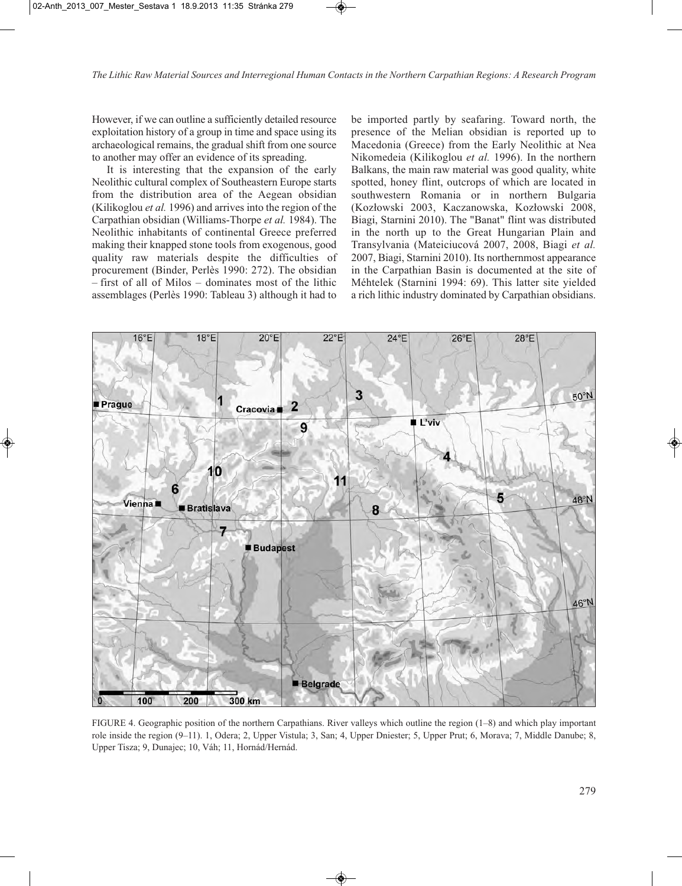However, if we can outline a sufficiently detailed resource exploitation history of a group in time and space using its archaeological remains, the gradual shift from one source to another may offer an evidence of its spreading.

It is interesting that the expansion of the early Neolithic cultural complex of Southeastern Europe starts from the distribution area of the Aegean obsidian (Kilikoglou *et al.* 1996) and arrives into the region of the Carpathian obsidian (Williams-Thorpe *et al.* 1984). The Neolithic inhabitants of continental Greece preferred making their knapped stone tools from exogenous, good quality raw materials despite the difficulties of procurement (Binder, Perlès 1990: 272). The obsidian – first of all of Milos – dominates most of the lithic assemblages (Perlès 1990: Tableau 3) although it had to be imported partly by seafaring. Toward north, the presence of the Melian obsidian is reported up to Macedonia (Greece) from the Early Neolithic at Nea Nikomedeia (Kilikoglou *et al.* 1996). In the northern Balkans, the main raw material was good quality, white spotted, honey flint, outcrops of which are located in southwestern Romania or in northern Bulgaria (Kozłowski 2003, Kaczanowska, Kozłowski 2008, Biagi, Starnini 2010). The "Banat" flint was distributed in the north up to the Great Hungarian Plain and Transylvania (Mateiciucová 2007, 2008, Biagi *et al.* 2007, Biagi, Starnini 2010). Its northernmost appearance in the Carpathian Basin is documented at the site of Méhtelek (Starnini 1994: 69). This latter site yielded a rich lithic industry dominated by Carpathian obsidians.

16°E
18°E
20°E
22°E
24°E
26°E
28°E
50°N
48°N
46°N
Prague
Cracovia
L'viv
Vienna
Bratislava
Budapest
Belgrade
1
2
3
4
5
6
7
8
9
10
11
0
100
200
300 km

FIGURE 4. Geographic position of the northern Carpathians. River valleys which outline the region (1–8) and which play important role inside the region (9–11). 1, Odera; 2, Upper Vistula; 3, San; 4, Upper Dniester; 5, Upper Prut; 6, Morava; 7, Middle Danube; 8, Upper Tisza; 9, Dunajec; 10, Váh; 11, Hornád/Hernád.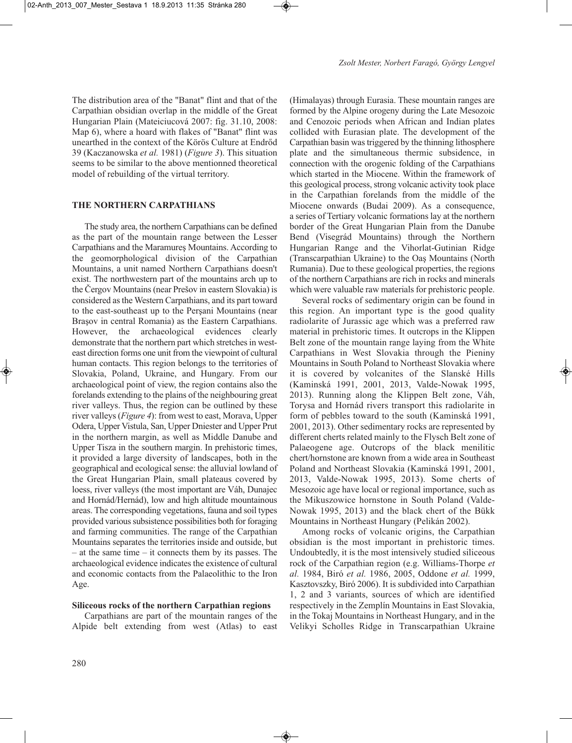The distribution area of the "Banat" flint and that of the Carpathian obsidian overlap in the middle of the Great Hungarian Plain (Mateiciucová 2007: fig. 31.10, 2008: Map 6), where a hoard with flakes of "Banat" flint was unearthed in the context of the Körös Culture at Endrőd 39 (Kaczanowska *et al.* 1981) (*Figure 3*). This situation seems to be similar to the above mentionned theoretical model of rebuilding of the virtual territory.

## THE NORTHERN CARPATHIANS

The study area, the northern Carpathians can be defined as the part of the mountain range between the Lesser Carpathians and the Maramureş Mountains. According to the geomorphological division of the Carpathian Mountains, a unit named Northern Carpathians doesn't exist. The northwestern part of the mountains arch up to the Čergov Mountains (near Prešov in eastern Slovakia) is considered as the Western Carpathians, and its part toward to the east-southeast up to the Perşani Mountains (near Braşov in central Romania) as the Eastern Carpathians. However, the archaeological evidences clearly demonstrate that the northern part which stretches in west-east direction forms one unit from the viewpoint of cultural human contacts. This region belongs to the territories of Slovakia, Poland, Ukraine, and Hungary. From our archaeological point of view, the region contains also the forelands extending to the plains of the neighbouring great river valleys. Thus, the region can be outlined by these river valleys (*Figure 4*): from west to east, Morava, Upper Odera, Upper Vistula, San, Upper Dniester and Upper Prut in the northern margin, as well as Middle Danube and Upper Tisza in the southern margin. In prehistoric times, it provided a large diversity of landscapes, both in the geographical and ecological sense: the alluvial lowland of the Great Hungarian Plain, small plateaus covered by loess, river valleys (the most important are Váh, Dunajec and Hornád/Hernád), low and high altitude mountainous areas. The corresponding vegetations, fauna and soil types provided various subsistence possibilities both for foraging and farming communities. The range of the Carpathian Mountains separates the territories inside and outside, but – at the same time – it connects them by its passes. The archaeological evidence indicates the existence of cultural and economic contacts from the Palaeolithic to the Iron Age.

### Siliceous rocks of the northern Carpathian regions

Carpathians are part of the mountain ranges of the Alpide belt extending from west (Atlas) to east (Himalayas) through Eurasia. These mountain ranges are formed by the Alpine orogeny during the Late Mesozoic and Cenozoic periods when African and Indian plates collided with Eurasian plate. The development of the Carpathian basin was triggered by the thinning lithosphere plate and the simultaneous thermic subsidence, in connection with the orogenic folding of the Carpathians which started in the Miocene. Within the framework of this geological process, strong volcanic activity took place in the Carpathian forelands from the middle of the Miocene onwards (Budai 2009). As a consequence, a series of Tertiary volcanic formations lay at the northern border of the Great Hungarian Plain from the Danube Bend (Visegrád Mountains) through the Northern Hungarian Range and the Vihorlat-Gutinian Ridge (Transcarpathian Ukraine) to the Oaş Mountains (North Rumania). Due to these geological properties, the regions of the northern Carpathians are rich in rocks and minerals which were valuable raw materials for prehistoric people.

Several rocks of sedimentary origin can be found in this region. An important type is the good quality radiolarite of Jurassic age which was a preferred raw material in prehistoric times. It outcrops in the Klippen Belt zone of the mountain range laying from the White Carpathians in West Slovakia through the Pieniny Mountains in South Poland to Northeast Slovakia where it is covered by volcanites of the Slanské Hills (Kaminská 1991, 2001, 2013, Valde-Nowak 1995, 2013). Running along the Klippen Belt zone, Váh, Torysa and Hornád rivers transport this radiolarite in form of pebbles toward to the south (Kaminská 1991, 2001, 2013). Other sedimentary rocks are represented by different cherts related mainly to the Flysch Belt zone of Palaeogene age. Outcrops of the black menilitic chert/hornstone are known from a wide area in Southeast Poland and Northeast Slovakia (Kaminská 1991, 2001, 2013, Valde-Nowak 1995, 2013). Some cherts of Mesozoic age have local or regional importance, such as the Mikuszowice hornstone in South Poland (Valde-Nowak 1995, 2013) and the black chert of the Bükk Mountains in Northeast Hungary (Pelikán 2002).

Among rocks of volcanic origins, the Carpathian obsidian is the most important in prehistoric times. Undoubtedly, it is the most intensively studied siliceous rock of the Carpathian region (e.g. Williams-Thorpe *et al.* 1984, Biró *et al.* 1986, 2005, Oddone *et al.* 1999, Kasztovszky, Biró 2006). It is subdivided into Carpathian 1, 2 and 3 variants, sources of which are identified respectively in the Zemplín Mountains in East Slovakia, in the Tokaj Mountains in Northeast Hungary, and in the Velikyi Scholles Ridge in Transcarpathian Ukraine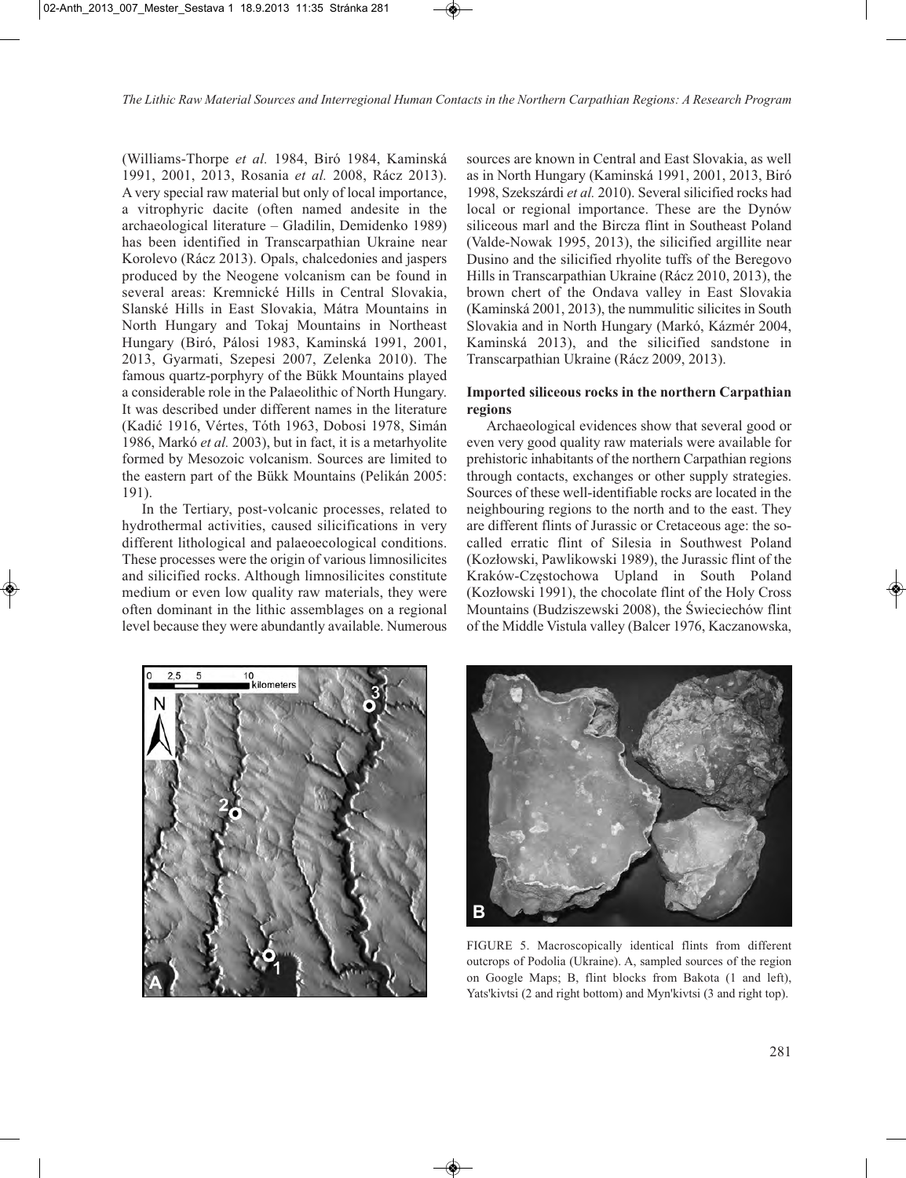(Williams-Thorpe *et al.* 1984, Biró 1984, Kaminská 1991, 2001, 2013, Rosania *et al.* 2008, Rácz 2013). A very special raw material but only of local importance, a vitrophyric dacite (often named andesite in the archaeological literature – Gladilin, Demidenko 1989) has been identified in Transcarpathian Ukraine near Korolevo (Rácz 2013). Opals, chalcedonies and jaspers produced by the Neogene volcanism can be found in several areas: Kremnické Hills in Central Slovakia, Slanské Hills in East Slovakia, Mátra Mountains in North Hungary and Tokaj Mountains in Northeast Hungary (Biró, Pálosi 1983, Kaminská 1991, 2001, 2013, Gyarmati, Szepesi 2007, Zelenka 2010). The famous quartz-porphyry of the Bükk Mountains played a considerable role in the Palaeolithic of North Hungary. It was described under different names in the literature (Kadić 1916, Vértes, Tóth 1963, Dobosi 1978, Simán 1986, Markó *et al.* 2003), but in fact, it is a metarhyolite formed by Mesozoic volcanism. Sources are limited to the eastern part of the Bükk Mountains (Pelikán 2005: 191).

In the Tertiary, post-volcanic processes, related to hydrothermal activities, caused silicifications in very different lithological and palaeoecological conditions. These processes were the origin of various limnosilicites and silicified rocks. Although limnosilicites constitute medium or even low quality raw materials, they were often dominant in the lithic assemblages on a regional level because they were abundantly available. Numerous sources are known in Central and East Slovakia, as well as in North Hungary (Kaminská 1991, 2001, 2013, Biró 1998, Szekszárdi *et al.* 2010). Several silicified rocks had local or regional importance. These are the Dynów siliceous marl and the Bircza flint in Southeast Poland (Valde-Nowak 1995, 2013), the silicified argillite near Dusino and the silicified rhyolite tuffs of the Beregovo Hills in Transcarpathian Ukraine (Rácz 2010, 2013), the brown chert of the Ondava valley in East Slovakia (Kaminská 2001, 2013), the nummulitic silicites in South Slovakia and in North Hungary (Markó, Kázmér 2004, Kaminská 2013), and the silicified sandstone in Transcarpathian Ukraine (Rácz 2009, 2013).

**Imported siliceous rocks in the northern Carpathian regions**

Archaeological evidences show that several good or even very good quality raw materials were available for prehistoric inhabitants of the northern Carpathian regions through contacts, exchanges or other supply strategies. Sources of these well-identifiable rocks are located in the neighbouring regions to the north and to the east. They are different flints of Jurassic or Cretaceous age: the so-called erratic flint of Silesia in Southwest Poland (Kozłowski, Pawlikowski 1989), the Jurassic flint of the Kraków-Częstochowa Upland in South Poland (Kozłowski 1991), the chocolate flint of the Holy Cross Mountains (Budziszewski 2008), the Świeciechów flint of the Middle Vistula valley (Balcer 1976, Kaczanowska,

FIGURE 5. Macroscopically identical flints from different outcrops of Podolia (Ukraine). A, sampled sources of the region on Google Maps; B, flint blocks from Bakota (1 and left), Yats'kivtsi (2 and right bottom) and Myn'kivtsi (3 and right top).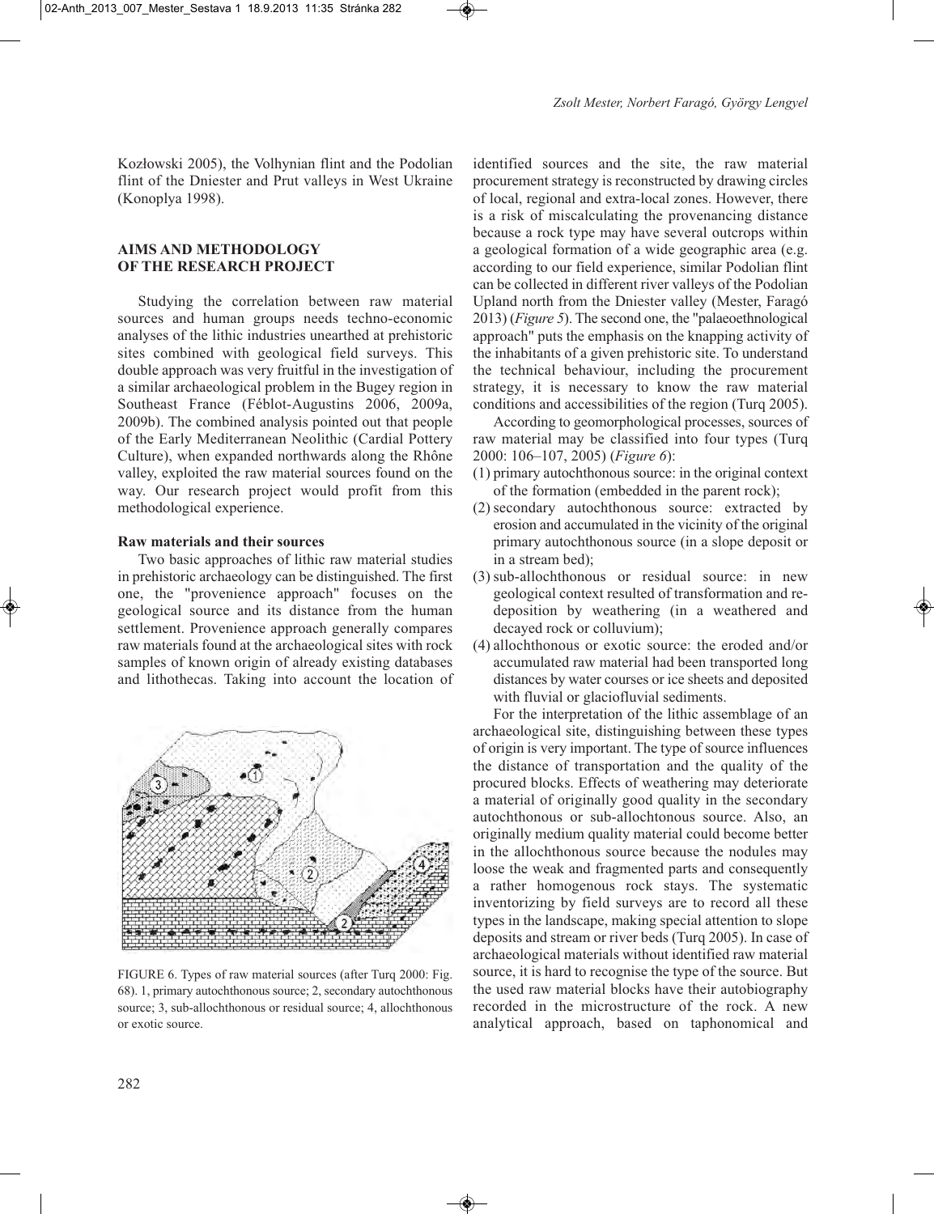Kozłowski 2005), the Volhynian flint and the Podolian flint of the Dniester and Prut valleys in West Ukraine (Konoplya 1998).

## AIMS AND METHODOLOGY OF THE RESEARCH PROJECT

Studying the correlation between raw material sources and human groups needs techno-economic analyses of the lithic industries unearthed at prehistoric sites combined with geological field surveys. This double approach was very fruitful in the investigation of a similar archaeological problem in the Bugey region in Southeast France (Féblot-Augustins 2006, 2009a, 2009b). The combined analysis pointed out that people of the Early Mediterranean Neolithic (Cardial Pottery Culture), when expanded northwards along the Rhône valley, exploited the raw material sources found on the way. Our research project would profit from this methodological experience.

### Raw materials and their sources

Two basic approaches of lithic raw material studies in prehistoric archaeology can be distinguished. The first one, the "provenience approach" focuses on the geological source and its distance from the human settlement. Provenience approach generally compares raw materials found at the archaeological sites with rock samples of known origin of already existing databases and lithothecas. Taking into account the location of identified sources and the site, the raw material procurement strategy is reconstructed by drawing circles of local, regional and extra-local zones. However, there is a risk of miscalculating the provenancing distance because a rock type may have several outcrops within a geological formation of a wide geographic area (e.g. according to our field experience, similar Podolian flint can be collected in different river valleys of the Podolian Upland north from the Dniester valley (Mester, Faragó 2013) (*Figure 5*). The second one, the "palaeoethnological approach" puts the emphasis on the knapping activity of the inhabitants of a given prehistoric site. To understand the technical behaviour, including the procurement strategy, it is necessary to know the raw material conditions and accessibilities of the region (Turq 2005).

FIGURE 6. Types of raw material sources (after Turq 2000: Fig. 68). 1, primary autochthonous source; 2, secondary autochthonous source; 3, sub-allochthonous or residual source; 4, allochthonous or exotic source.

According to geomorphological processes, sources of raw material may be classified into four types (Turq 2000: 106–107, 2005) (*Figure 6*):

(1) primary autochthonous source: in the original context of the formation (embedded in the parent rock);
(2) secondary autochthonous source: extracted by erosion and accumulated in the vicinity of the original primary autochthonous source (in a slope deposit or in a stream bed);
(3) sub-allochthonous or residual source: in new geological context resulted of transformation and re-deposition by weathering (in a weathered and decayed rock or colluvium);
(4) allochthonous or exotic source: the eroded and/or accumulated raw material had been transported long distances by water courses or ice sheets and deposited with fluvial or glaciofluvial sediments.

For the interpretation of the lithic assemblage of an archaeological site, distinguishing between these types of origin is very important. The type of source influences the distance of transportation and the quality of the procured blocks. Effects of weathering may deteriorate a material of originally good quality in the secondary autochthonous or sub-allochtonous source. Also, an originally medium quality material could become better in the allochthonous source because the nodules may loose the weak and fragmented parts and consequently a rather homogenous rock stays. The systematic inventorizing by field surveys are to record all these types in the landscape, making special attention to slope deposits and stream or river beds (Turq 2005). In case of archaeological materials without identified raw material source, it is hard to recognise the type of the source. But the used raw material blocks have their autobiography recorded in the microstructure of the rock. A new analytical approach, based on taphonomical and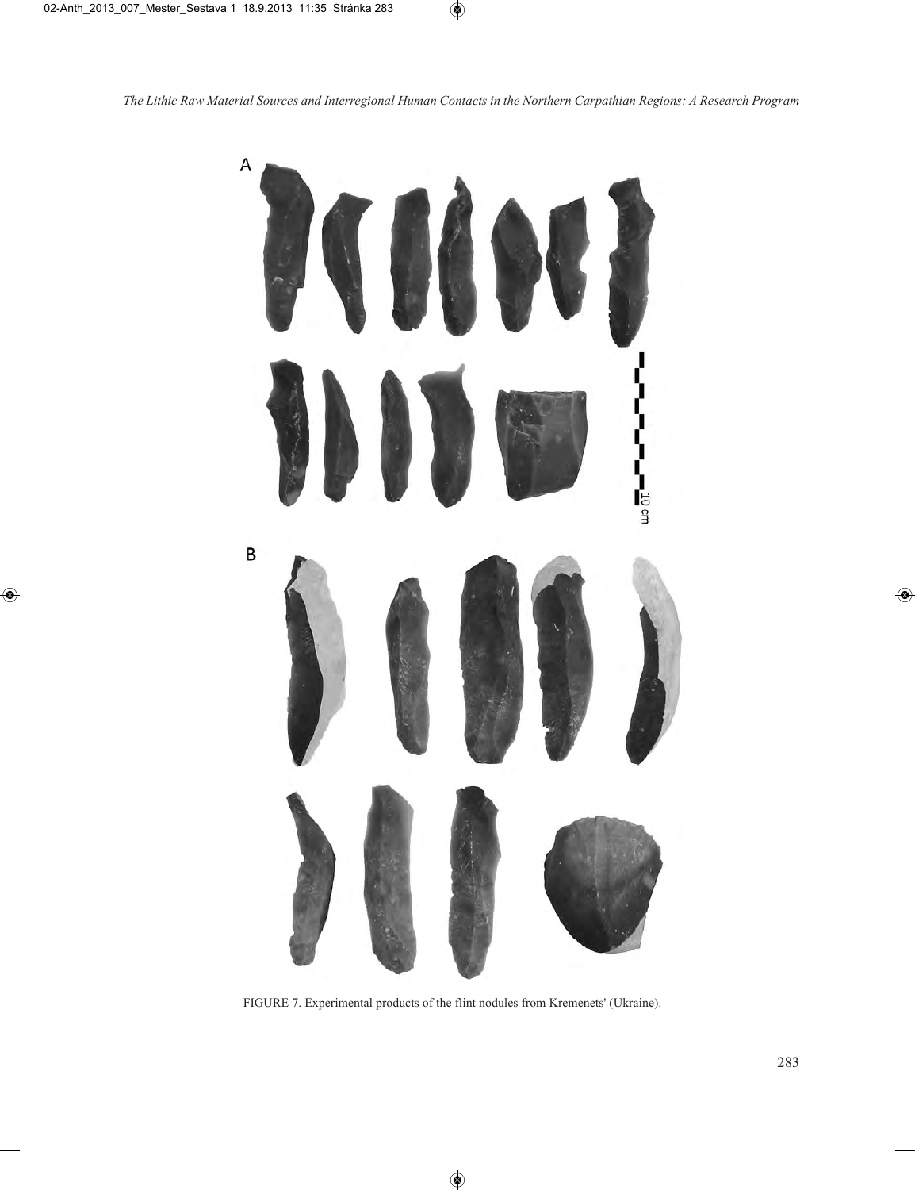A

10 cm

B

FIGURE 7. Experimental products of the flint nodules from Kremenets' (Ukraine).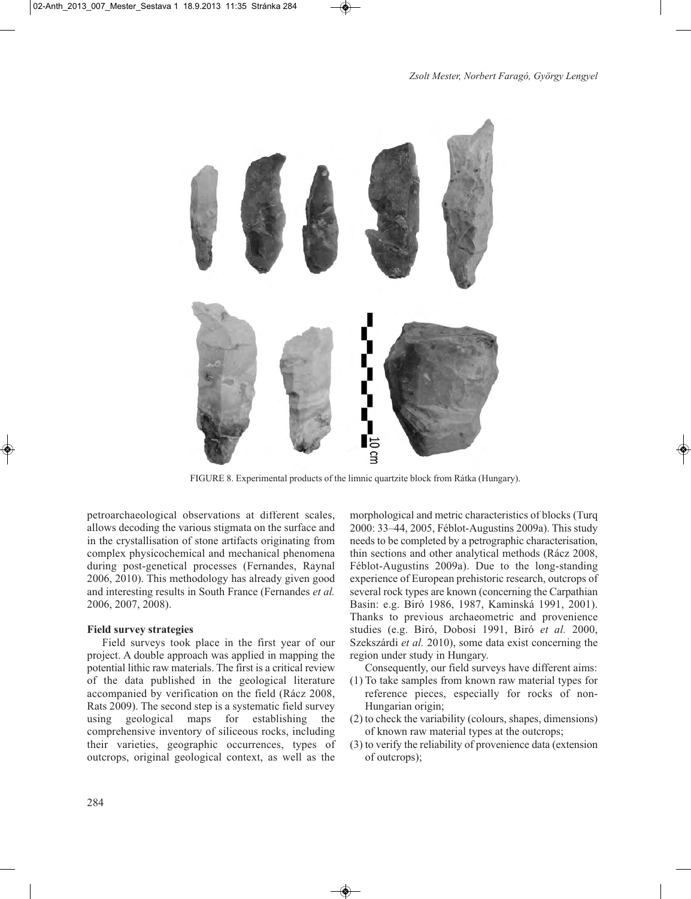FIGURE 8. Experimental products of the limnic quartzite block from Rátka (Hungary).

petroarchaeological observations at different scales, allows decoding the various stigmata on the surface and in the crystallisation of stone artifacts originating from complex physicochemical and mechanical phenomena during post-genetical processes (Fernandes, Raynal 2006, 2010). This methodology has already given good and interesting results in South France (Fernandes *et al.* 2006, 2007, 2008).

**Field survey strategies**

Field surveys took place in the first year of our project. A double approach was applied in mapping the potential lithic raw materials. The first is a critical review of the data published in the geological literature accompanied by verification on the field (Rácz 2008, Rats 2009). The second step is a systematic field survey using geological maps for establishing the comprehensive inventory of siliceous rocks, including their varieties, geographic occurrences, types of outcrops, original geological context, as well as the morphological and metric characteristics of blocks (Turq 2000: 33–44, 2005, Féblot-Augustins 2009a). This study needs to be completed by a petrographic characterisation, thin sections and other analytical methods (Rácz 2008, Féblot-Augustins 2009a). Due to the long-standing experience of European prehistoric research, outcrops of several rock types are known (concerning the Carpathian Basin: e.g. Biró 1986, 1987, Kaminská 1991, 2001). Thanks to previous archaeometric and provenience studies (e.g. Biró, Dobosi 1991, Biró *et al.* 2000, Szekszárdi *et al.* 2010), some data exist concerning the region under study in Hungary.

Consequently, our field surveys have different aims:

(1) To take samples from known raw material types for reference pieces, especially for rocks of non-Hungarian origin;
(2) to check the variability (colours, shapes, dimensions) of known raw material types at the outcrops;
(3) to verify the reliability of provenience data (extension of outcrops);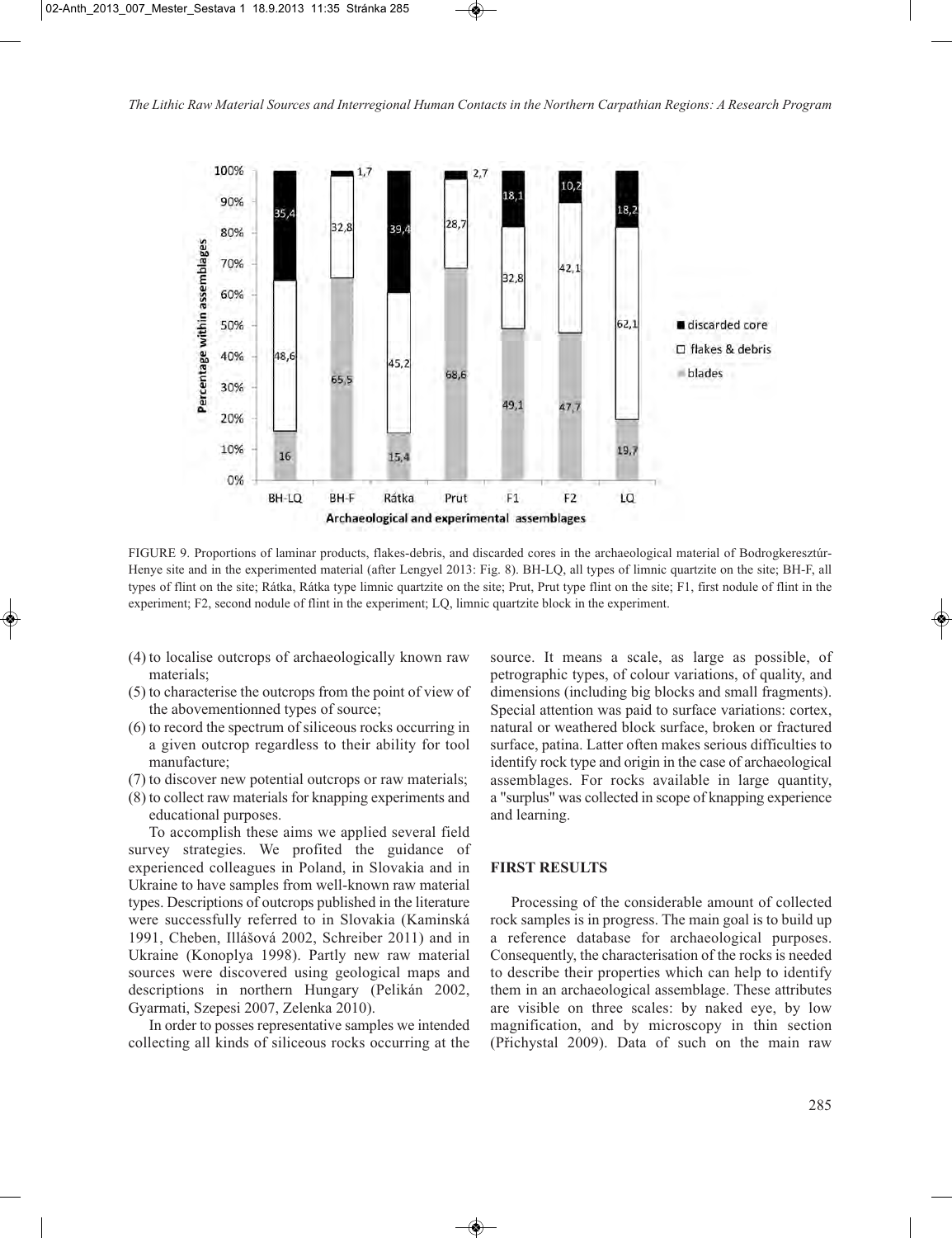100%
90%
80%
70%
60%
50%
40%
30%
20%
10%
0%

Percentage within assemblages

35,4
48,6
16
BH-LQ

1,7
32,8
65,5
BH-F

39,4
45,2
15,4
Rátka

2,7
28,7
68,6
Prut

18,1
32,8
49,1
F1

10,2
42,1
47,7
F2

18,2
62,1
19,7
LQ

Archaeological and experimental assemblages

■ discarded core
□ flakes & debris
■ blades

FIGURE 9. Proportions of laminar products, flakes-debris, and discarded cores in the archaeological material of Bodrogkeresztúr-Henye site and in the experimented material (after Lengyel 2013: Fig. 8). BH-LQ, all types of limnic quartzite on the site; BH-F, all types of flint on the site; Rátka, Rátka type limnic quartzite on the site; Prut, Prut type flint on the site; F1, first nodule of flint in the experiment; F2, second nodule of flint in the experiment; LQ, limnic quartzite block in the experiment.

(4) to localise outcrops of archaeologically known raw materials;
(5) to characterise the outcrops from the point of view of the abovementionned types of source;
(6) to record the spectrum of siliceous rocks occurring in a given outcrop regardless to their ability for tool manufacture;
(7) to discover new potential outcrops or raw materials;
(8) to collect raw materials for knapping experiments and educational purposes.

To accomplish these aims we applied several field survey strategies. We profited the guidance of experienced colleagues in Poland, in Slovakia and in Ukraine to have samples from well-known raw material types. Descriptions of outcrops published in the literature were successfully referred to in Slovakia (Kaminská 1991, Cheben, Illášová 2002, Schreiber 2011) and in Ukraine (Konoplya 1998). Partly new raw material sources were discovered using geological maps and descriptions in northern Hungary (Pelikán 2002, Gyarmati, Szepesi 2007, Zelenka 2010).

In order to posses representative samples we intended collecting all kinds of siliceous rocks occurring at the source. It means a scale, as large as possible, of petrographic types, of colour variations, of quality, and dimensions (including big blocks and small fragments). Special attention was paid to surface variations: cortex, natural or weathered block surface, broken or fractured surface, patina. Latter often makes serious difficulties to identify rock type and origin in the case of archaeological assemblages. For rocks available in large quantity, a "surplus" was collected in scope of knapping experience and learning.

## FIRST RESULTS

Processing of the considerable amount of collected rock samples is in progress. The main goal is to build up a reference database for archaeological purposes. Consequently, the characterisation of the rocks is needed to describe their properties which can help to identify them in an archaeological assemblage. These attributes are visible on three scales: by naked eye, by low magnification, and by microscopy in thin section (Přichystal 2009). Data of such on the main raw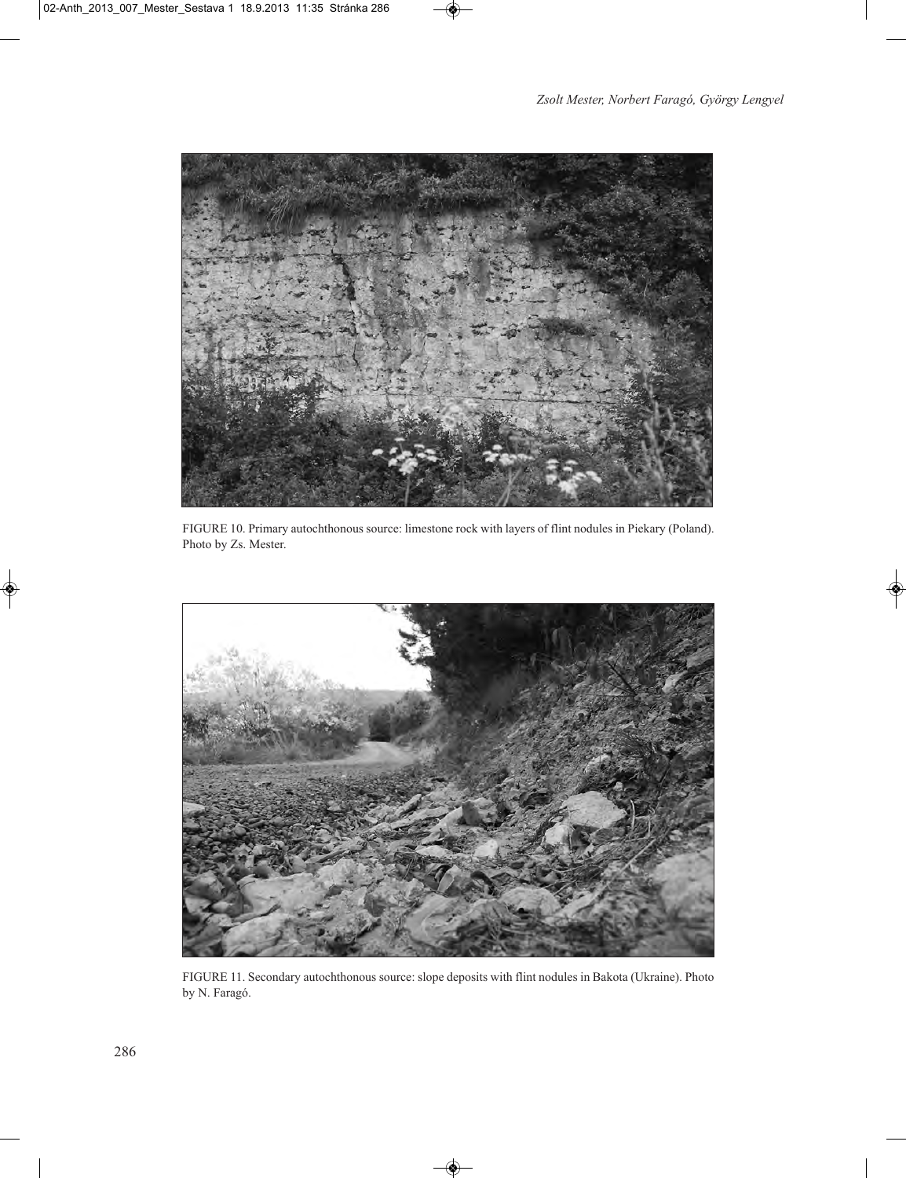FIGURE 10. Primary autochthonous source: limestone rock with layers of flint nodules in Piekary (Poland). Photo by Zs. Mester.

FIGURE 11. Secondary autochthonous source: slope deposits with flint nodules in Bakota (Ukraine). Photo by N. Faragó.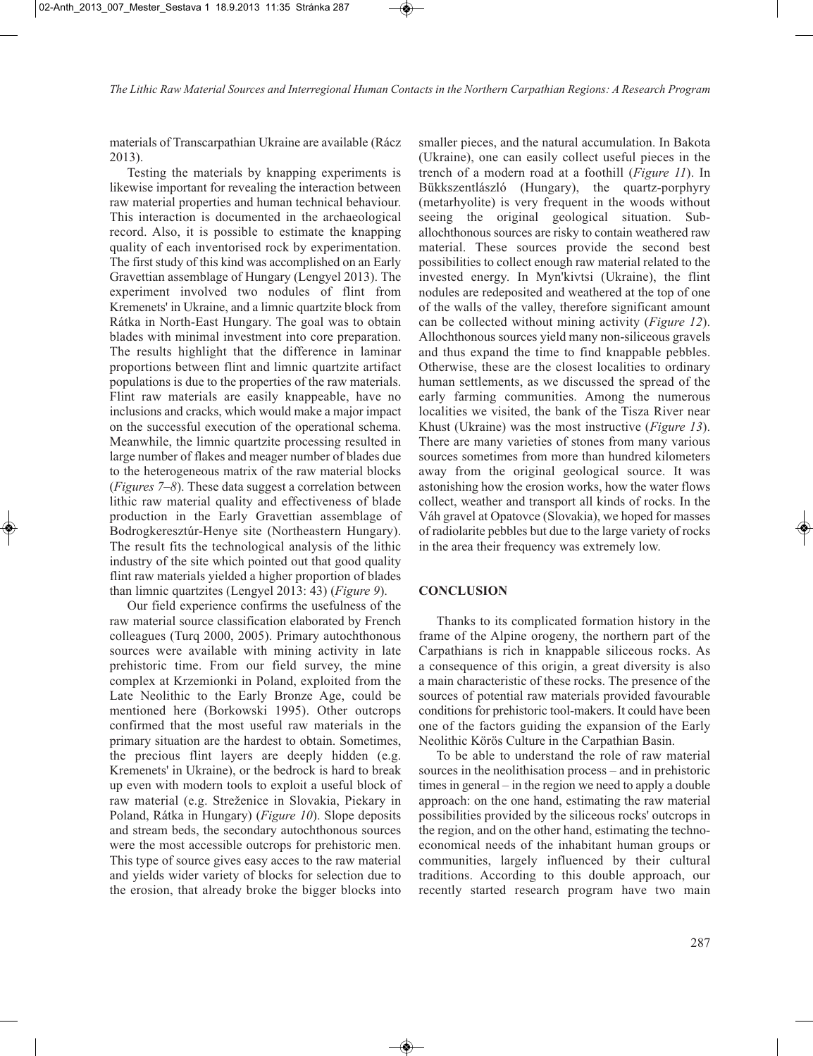materials of Transcarpathian Ukraine are available (Rácz 2013).

Testing the materials by knapping experiments is likewise important for revealing the interaction between raw material properties and human technical behaviour. This interaction is documented in the archaeological record. Also, it is possible to estimate the knapping quality of each inventorised rock by experimentation. The first study of this kind was accomplished on an Early Gravettian assemblage of Hungary (Lengyel 2013). The experiment involved two nodules of flint from Kremenets' in Ukraine, and a limnic quartzite block from Rátka in North-East Hungary. The goal was to obtain blades with minimal investment into core preparation. The results highlight that the difference in laminar proportions between flint and limnic quartzite artifact populations is due to the properties of the raw materials. Flint raw materials are easily knappeable, have no inclusions and cracks, which would make a major impact on the successful execution of the operational schema. Meanwhile, the limnic quartzite processing resulted in large number of flakes and meager number of blades due to the heterogeneous matrix of the raw material blocks (*Figures 7–8*). These data suggest a correlation between lithic raw material quality and effectiveness of blade production in the Early Gravettian assemblage of Bodrogkeresztúr-Henye site (Northeastern Hungary). The result fits the technological analysis of the lithic industry of the site which pointed out that good quality flint raw materials yielded a higher proportion of blades than limnic quartzites (Lengyel 2013: 43) (*Figure 9*).

Our field experience confirms the usefulness of the raw material source classification elaborated by French colleagues (Turq 2000, 2005). Primary autochthonous sources were available with mining activity in late prehistoric time. From our field survey, the mine complex at Krzemionki in Poland, exploited from the Late Neolithic to the Early Bronze Age, could be mentioned here (Borkowski 1995). Other outcrops confirmed that the most useful raw materials in the primary situation are the hardest to obtain. Sometimes, the precious flint layers are deeply hidden (e.g. Kremenets' in Ukraine), or the bedrock is hard to break up even with modern tools to exploit a useful block of raw material (e.g. Streženice in Slovakia, Piekary in Poland, Rátka in Hungary) (*Figure 10*). Slope deposits and stream beds, the secondary autochthonous sources were the most accessible outcrops for prehistoric men. This type of source gives easy acces to the raw material and yields wider variety of blocks for selection due to the erosion, that already broke the bigger blocks into smaller pieces, and the natural accumulation. In Bakota (Ukraine), one can easily collect useful pieces in the trench of a modern road at a foothill (*Figure 11*). In Bükkszentlászló (Hungary), the quartz-porphyry (metarhyolite) is very frequent in the woods without seeing the original geological situation. Sub-allochthonous sources are risky to contain weathered raw material. These sources provide the second best possibilities to collect enough raw material related to the invested energy. In Myn'kivtsi (Ukraine), the flint nodules are redeposited and weathered at the top of one of the walls of the valley, therefore significant amount can be collected without mining activity (*Figure 12*). Allochthonous sources yield many non-siliceous gravels and thus expand the time to find knappable pebbles. Otherwise, these are the closest localities to ordinary human settlements, as we discussed the spread of the early farming communities. Among the numerous localities we visited, the bank of the Tisza River near Khust (Ukraine) was the most instructive (*Figure 13*). There are many varieties of stones from many various sources sometimes from more than hundred kilometers away from the original geological source. It was astonishing how the erosion works, how the water flows collect, weather and transport all kinds of rocks. In the Váh gravel at Opatovce (Slovakia), we hoped for masses of radiolarite pebbles but due to the large variety of rocks in the area their frequency was extremely low.

## CONCLUSION

Thanks to its complicated formation history in the frame of the Alpine orogeny, the northern part of the Carpathians is rich in knappable siliceous rocks. As a consequence of this origin, a great diversity is also a main characteristic of these rocks. The presence of the sources of potential raw materials provided favourable conditions for prehistoric tool-makers. It could have been one of the factors guiding the expansion of the Early Neolithic Körös Culture in the Carpathian Basin.

To be able to understand the role of raw material sources in the neolithisation process – and in prehistoric times in general – in the region we need to apply a double approach: on the one hand, estimating the raw material possibilities provided by the siliceous rocks' outcrops in the region, and on the other hand, estimating the techno-economical needs of the inhabitant human groups or communities, largely influenced by their cultural traditions. According to this double approach, our recently started research program have two main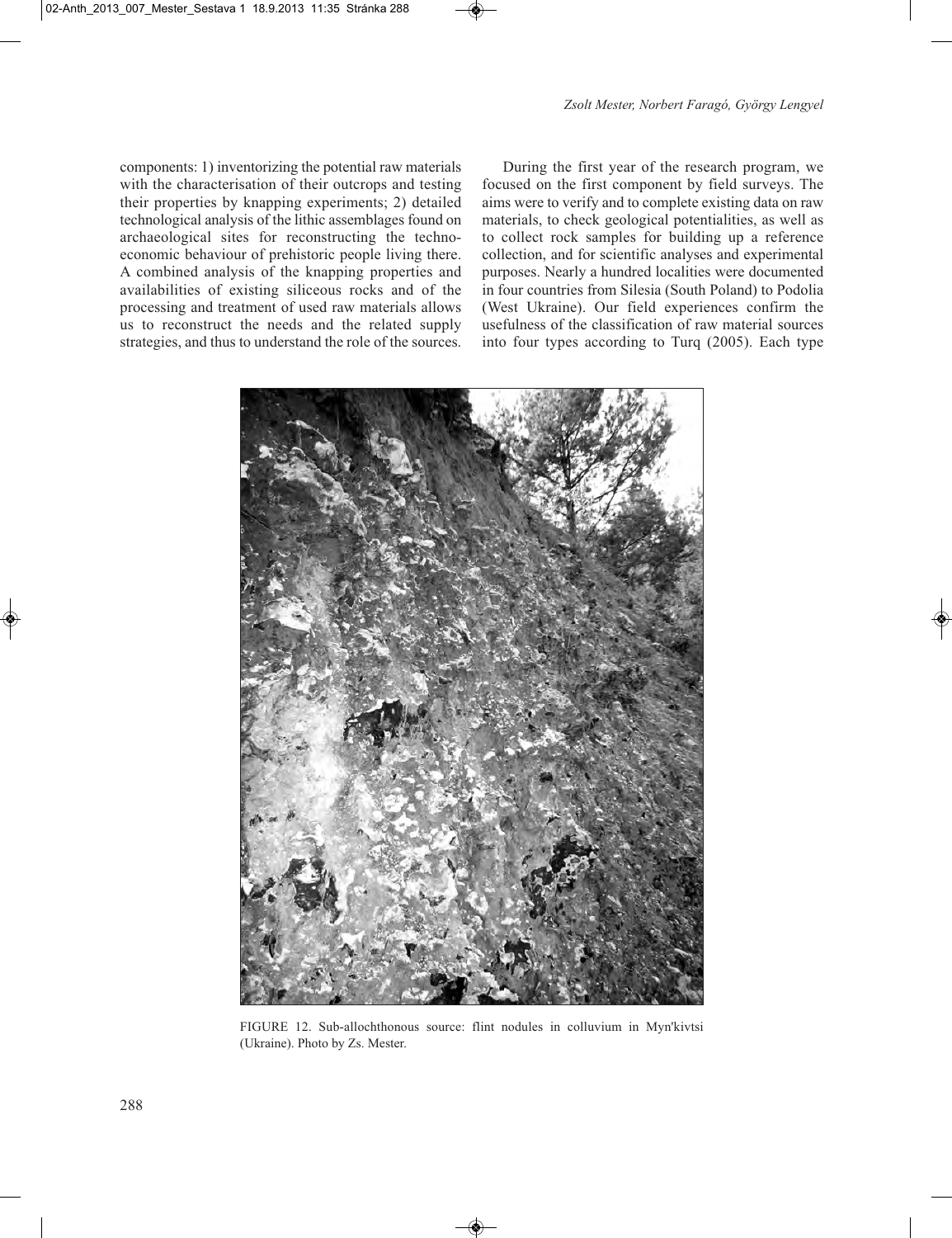components: 1) inventorizing the potential raw materials with the characterisation of their outcrops and testing their properties by knapping experiments; 2) detailed technological analysis of the lithic assemblages found on archaeological sites for reconstructing the techno-economic behaviour of prehistoric people living there. A combined analysis of the knapping properties and availabilities of existing siliceous rocks and of the processing and treatment of used raw materials allows us to reconstruct the needs and the related supply strategies, and thus to understand the role of the sources.

During the first year of the research program, we focused on the first component by field surveys. The aims were to verify and to complete existing data on raw materials, to check geological potentialities, as well as to collect rock samples for building up a reference collection, and for scientific analyses and experimental purposes. Nearly a hundred localities were documented in four countries from Silesia (South Poland) to Podolia (West Ukraine). Our field experiences confirm the usefulness of the classification of raw material sources into four types according to Turq (2005). Each type

FIGURE 12. Sub-allochthonous source: flint nodules in colluvium in Myn'kivtsi (Ukraine). Photo by Zs. Mester.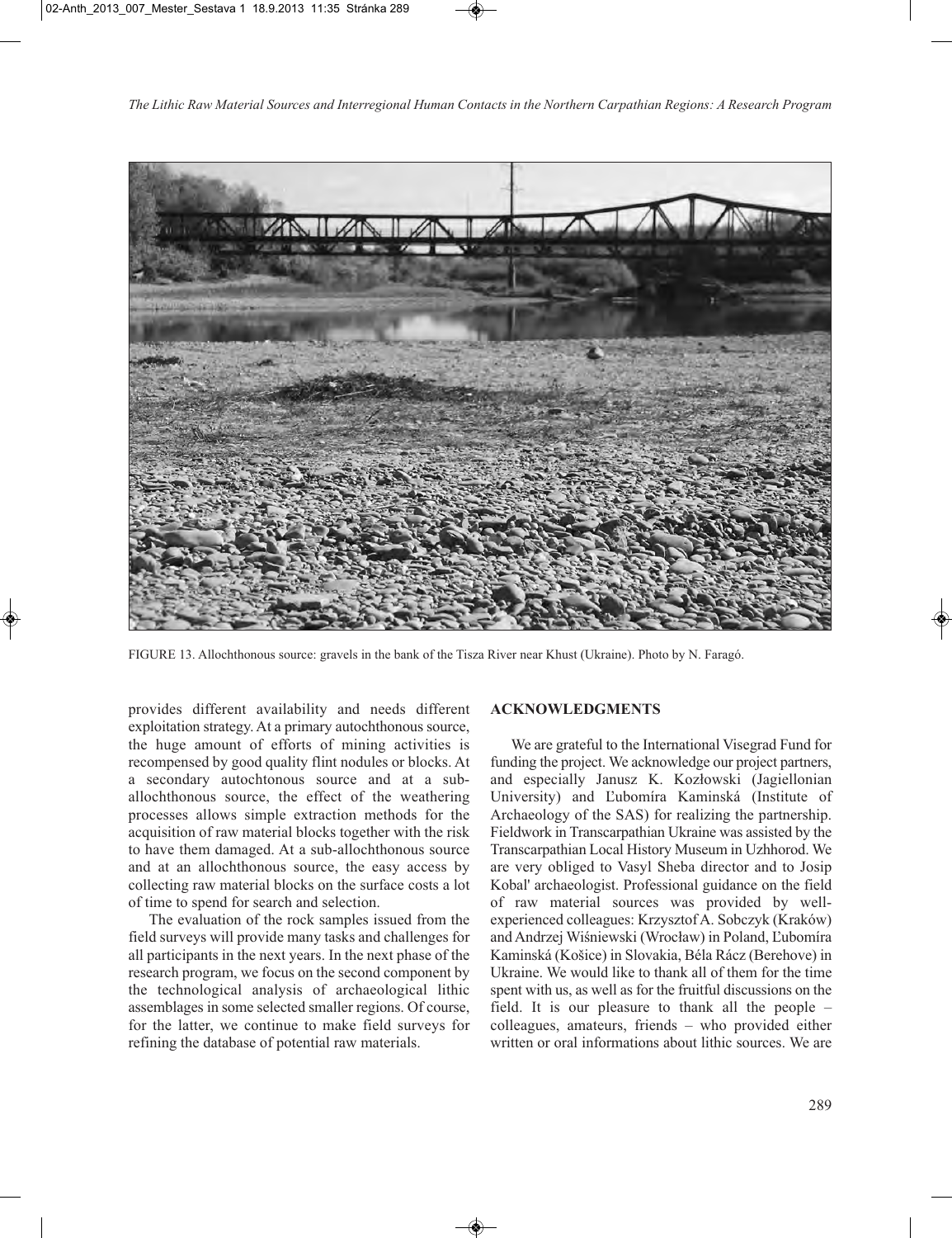FIGURE 13. Allochthonous source: gravels in the bank of the Tisza River near Khust (Ukraine). Photo by N. Faragó.

provides different availability and needs different exploitation strategy. At a primary autochthonous source, the huge amount of efforts of mining activities is recompensed by good quality flint nodules or blocks. At a secondary autochtonous source and at a sub-allochthonous source, the effect of the weathering processes allows simple extraction methods for the acquisition of raw material blocks together with the risk to have them damaged. At a sub-allochthonous source and at an allochthonous source, the easy access by collecting raw material blocks on the surface costs a lot of time to spend for search and selection.

The evaluation of the rock samples issued from the field surveys will provide many tasks and challenges for all participants in the next years. In the next phase of the research program, we focus on the second component by the technological analysis of archaeological lithic assemblages in some selected smaller regions. Of course, for the latter, we continue to make field surveys for refining the database of potential raw materials.

## ACKNOWLEDGMENTS

We are grateful to the International Visegrad Fund for funding the project. We acknowledge our project partners, and especially Janusz K. Kozłowski (Jagiellonian University) and Ľubomíra Kaminská (Institute of Archaeology of the SAS) for realizing the partnership. Fieldwork in Transcarpathian Ukraine was assisted by the Transcarpathian Local History Museum in Uzhhorod. We are very obliged to Vasyl Sheba director and to Josip Kobal' archaeologist. Professional guidance on the field of raw material sources was provided by well-experienced colleagues: Krzysztof A. Sobczyk (Kraków) and Andrzej Wiśniewski (Wrocław) in Poland, Ľubomíra Kaminská (Košice) in Slovakia, Béla Rácz (Berehove) in Ukraine. We would like to thank all of them for the time spent with us, as well as for the fruitful discussions on the field. It is our pleasure to thank all the people – colleagues, amateurs, friends – who provided either written or oral informations about lithic sources. We are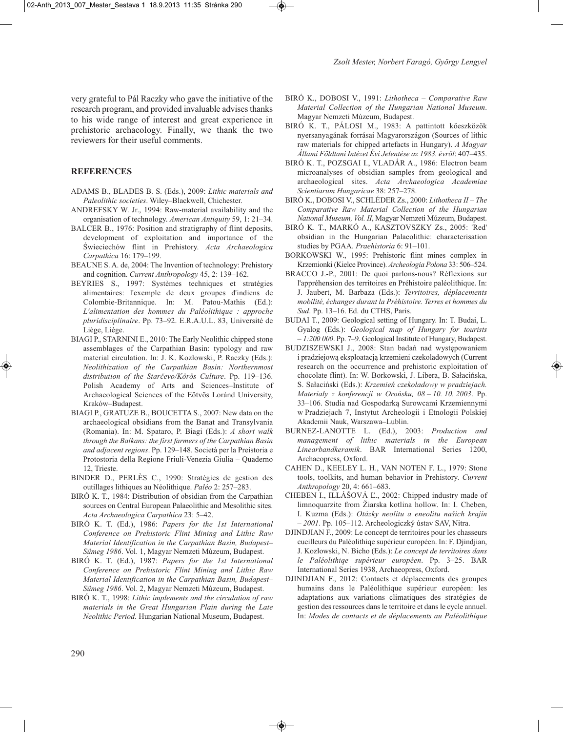very grateful to Pál Raczky who gave the initiative of the research program, and provided invaluable advises thanks to his wide range of interest and great experience in prehistoric archaeology. Finally, we thank the two reviewers for their useful comments.

## REFERENCES

ADAMS B., BLADES B. S. (Eds.), 2009: *Lithic materials and Paleolithic societies*. Wiley–Blackwell, Chichester.

ANDREFSKY W. Jr., 1994: Raw-material availability and the organisation of technology. *American Antiquity* 59, 1: 21–34.

BALCER B., 1976: Position and stratigraphy of flint deposits, development of exploitation and importance of the Świeciechów flint in Prehistory. *Acta Archaeologica Carpathica* 16: 179–199.

BEAUNE S. A. de, 2004: The Invention of technology: Prehistory and cognition. *Current Anthropology* 45, 2: 139–162.

BEYRIES S., 1997: Systèmes techniques et stratégies alimentaires: l'exemple de deux groupes d'indiens de Colombie-Britannique. In: M. Patou-Mathis (Ed.): *L'alimentation des hommes du Paléolithique : approche pluridisciplinaire*. Pp. 73–92. E.R.A.U.L. 83, Université de Liège, Liège.

BIAGI P., STARNINI E., 2010: The Early Neolithic chipped stone assemblages of the Carpathian Basin: typology and raw material circulation. In: J. K. Kozłowski, P. Raczky (Eds.): *Neolithization of the Carpathian Basin: Northernmost distribution of the Starčevo/Körös Culture*. Pp. 119–136. Polish Academy of Arts and Sciences–Institute of Archaeological Sciences of the Eötvös Loránd University, Kraków–Budapest.

BIAGI P., GRATUZE B., BOUCETTA S., 2007: New data on the archaeological obsidians from the Banat and Transylvania (Romania). In: M. Spataro, P. Biagi (Eds.): *A short walk through the Balkans: the first farmers of the Carpathian Basin and adjacent regions*. Pp. 129–148. Società per la Preistoria e Protostoria della Regione Friuli-Venezia Giulia – Quaderno 12, Trieste.

BINDER D., PERLÈS C., 1990: Stratégies de gestion des outillages lithiques au Néolithique. *Paléo* 2: 257–283.

BIRÓ K. T., 1984: Distribution of obsidian from the Carpathian sources on Central European Palaeolithic and Mesolithic sites. *Acta Archaeologica Carpathica* 23: 5–42.

BIRÓ K. T. (Ed.), 1986: *Papers for the 1st International Conference on Prehistoric Flint Mining and Lithic Raw Material Identification in the Carpathian Basin, Budapest–Sümeg 1986*. Vol. 1, Magyar Nemzeti Múzeum, Budapest.

BIRÓ K. T. (Ed.), 1987: *Papers for the 1st International Conference on Prehistoric Flint Mining and Lithic Raw Material Identification in the Carpathian Basin, Budapest–Sümeg 1986*. Vol. 2, Magyar Nemzeti Múzeum, Budapest.

BIRÓ K. T., 1998: *Lithic implements and the circulation of raw materials in the Great Hungarian Plain during the Late Neolithic Period.* Hungarian National Museum, Budapest.

BIRÓ K., DOBOSI V., 1991: *Lithotheca – Comparative Raw Material Collection of the Hungarian National Museum*. Magyar Nemzeti Múzeum, Budapest.

BIRÓ K. T., PÁLOSI M., 1983: A pattintott kőeszközök nyersanyagának forrásai Magyarországon (Sources of lithic raw materials for chipped artefacts in Hungary). *A Magyar Állami Földtani Intézet Évi Jelentése az 1983. évről*: 407–435.

BIRÓ K. T., POZSGAI I., VLADÁR A., 1986: Electron beam microanalyses of obsidian samples from geological and archaeological sites. *Acta Archaeologica Academiae Scientiarum Hungaricae* 38: 257–278.

BIRÓ K., DOBOSI V., SCHLÉDER Zs., 2000: *Lithotheca II – The Comparative Raw Material Collection of the Hungarian National Museum, Vol. II*, Magyar Nemzeti Múzeum, Budapest.

BIRÓ K. T., MARKÓ A., KASZTOVSZKY Zs., 2005: 'Red' obsidian in the Hungarian Palaeolithic: characterisation studies by PGAA. *Praehistoria* 6: 91–101.

BORKOWSKI W., 1995: Prehistoric flint mines complex in Krzemionki (Kielce Province). *Archeologia Polona* 33: 506–524.

BRACCO J.-P., 2001: De quoi parlons-nous? Réflexions sur l'appréhension des territoires en Préhistoire paléolithique. In: J. Jaubert, M. Barbaza (Eds.): *Territoires, déplacements mobilité, échanges durant la Préhistoire. Terres et hommes du Sud*. Pp. 13–16. Ed. du CTHS, Paris.

BUDAI T., 2009: Geological setting of Hungary. In: T. Budai, L. Gyalog (Eds.): *Geological map of Hungary for tourists – 1:200 000*. Pp. 7–9. Geological Institute of Hungary, Budapest.

BUDZISZEWSKI J., 2008: Stan badań nad występowaniem i pradziejową eksploatacją krzemieni czekoladowych (Current research on the occurrence and prehistoric exploitation of chocolate flint). In: W. Borkowski, J. Libera, B. Sałacińska, S. Sałaciński (Eds.): *Krzemień czekoladowy w pradziejach. Materiały z konferencji w Orońsku, 08 – 10. 10. 2003*. Pp. 33–106. Studia nad Gospodarką Surowcami Krzemiennymi w Pradziejach 7, Instytut Archeologii i Etnologii Polskiej Akademii Nauk, Warszawa–Lublin.

BURNEZ-LANOTTE L. (Ed.), 2003: *Production and management of lithic materials in the European Linearbandkeramik*. BAR International Series 1200, Archaeopress, Oxford.

CAHEN D., KEELEY L. H., VAN NOTEN F. L., 1979: Stone tools, toolkits, and human behavior in Prehistory. *Current Anthropology* 20, 4: 661–683.

CHEBEN I., ILLÁŠOVÁ Ľ., 2002: Chipped industry made of limnoquarzite from Žiarska kotlina hollow. In: I. Cheben, I. Kuzma (Eds.): *Otázky neolitu a eneolitu našich krajín – 2001*. Pp. 105–112. Archeologiczký ústav SAV, Nitra.

DJINDJIAN F., 2009: Le concept de territoires pour les chasseurs cueilleurs du Paléolithiqe supérieur européen. In: F. Djindjian, J. Kozlowski, N. Bicho (Eds.): *Le concept de territoires dans le Paléolithiqe supérieur européen*. Pp. 3–25. BAR International Series 1938, Archaeopress, Oxford.

DJINDJIAN F., 2012: Contacts et déplacements des groupes humains dans le Paléolithique supérieur européen: les adaptations aux variations climatiques des stratégies de gestion des ressources dans le territoire et dans le cycle annuel. In: *Modes de contacts et de déplacements au Paléolithique*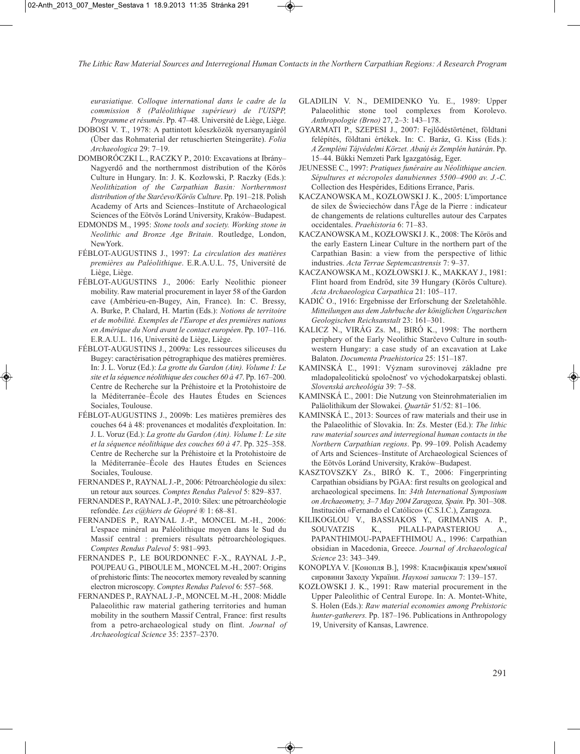*eurasiatique. Colloque international dans le cadre de la commission 8 (Paléolithique supérieur) de l'UISPP, Programme et résumés*. Pp. 47–48. Université de Liège, Liège.

DOBOSI V. T., 1978: A pattintott kőeszközök nyersanyagáról (Über das Rohmaterial der retuschierten Steingeräte). *Folia Archaeologica* 29: 7–19.

DOMBORÓCZKI L., RACZKY P., 2010: Excavations at Ibrány–Nagyerdő and the northernmost distribution of the Körös Culture in Hungary. In: J. K. Kozłowski, P. Raczky (Eds.): *Neolithization of the Carpathian Basin: Northernmost distribution of the Starčevo/Körös Culture*. Pp. 191–218. Polish Academy of Arts and Sciences–Institute of Archaeological Sciences of the Eötvös Loránd University, Kraków–Budapest.

EDMONDS M., 1995: *Stone tools and society. Working stone in Neolithic and Bronze Age Britain*. Routledge, London, NewYork.

FÉBLOT-AUGUSTINS J., 1997: *La circulation des matières premières au Paléolithique*. E.R.A.U.L. 75, Université de Liège, Liège.

FÉBLOT-AUGUSTINS J., 2006: Early Neolithic pioneer mobility. Raw material procurement in layer 58 of the Gardon cave (Ambérieu-en-Bugey, Ain, France). In: C. Bressy, A. Burke, P. Chalard, H. Martin (Eds.): *Notions de territoire et de mobilité. Exemples de l'Europe et des premières nations en Amérique du Nord avant le contact européen*. Pp. 107–116. E.R.A.U.L. 116, Université de Liège, Liège.

FÉBLOT-AUGUSTINS J., 2009a: Les ressources siliceuses du Bugey: caractérisation pétrographique des matières premières. In: J. L. Voruz (Ed.): *La grotte du Gardon (Ain). Volume I: Le site et la séquence néolithique des couches 60 à 47*. Pp. 167–200. Centre de Recherche sur la Préhistoire et la Protohistoire de la Méditerranée–École des Hautes Études en Sciences Sociales, Toulouse.

FÉBLOT-AUGUSTINS J., 2009b: Les matières premières des couches 64 à 48: provenances et modalités d'exploitation. In: J. L. Voruz (Ed.): *La grotte du Gardon (Ain). Volume I: Le site et la séquence néolithique des couches 60 à 47*. Pp. 325–358. Centre de Recherche sur la Préhistoire et la Protohistoire de la Méditerranée–École des Hautes Études en Sciences Sociales, Toulouse.

FERNANDES P., RAYNAL J.-P., 2006: Pétroarchéologie du silex: un retour aux sources. *Comptes Rendus Palevol* 5: 829–837.

FERNANDES P., RAYNAL J.-P., 2010: Silex: une pétroarchéologie refondée. *Les c@hiers de Géopré ®* 1: 68–81.

FERNANDES P., RAYNAL J.-P., MONCEL M.-H., 2006: L'espace minéral au Paléolithique moyen dans le Sud du Massif central : premiers résultats pétroarchéologiques. *Comptes Rendus Palevol* 5: 981–993.

FERNANDES P., LE BOURDONNEC F.-X., RAYNAL J.-P., POUPEAU G., PIBOULE M., MONCEL M.-H., 2007: Origins of prehistoric flints: The neocortex memory revealed by scanning electron microscopy. *Comptes Rendus Palevol* 6: 557–568.

FERNANDES P., RAYNAL J.-P., MONCEL M.-H., 2008: Middle Palaeolithic raw material gathering territories and human mobility in the southern Massif Central, France: first results from a petro-archaeological study on flint. *Journal of Archaeological Science* 35: 2357–2370.

GLADILIN V. N., DEMIDENKO Yu. E., 1989: Upper Palaeolithic stone tool complexes from Korolevo. *Anthropologie (Brno)* 27, 2–3: 143–178.

GYARMATI P., SZEPESI J., 2007: Fejlődéstörténet, földtani felépítés, földtani értékek. In: C. Baráz, G. Kiss (Eds.): *A Zempléni Tájvédelmi Körzet. Abaúj és Zemplén határán*. Pp. 15–44. Bükki Nemzeti Park Igazgatóság, Eger.

JEUNESSE C., 1997: *Pratiques funéraire au Néolithique ancien. Sépultures et nécropoles danubiennes 5500–4900 av. J.-C.* Collection des Hespérides, Editions Errance, Paris.

KACZANOWSKA M., KOZŁOWSKI J. K., 2005: L'importance de silex de Świeciechów dans l'Âge de la Pierre : indicateur de changements de relations culturelles autour des Carpates occidentales. *Praehistoria* 6: 71–83.

KACZANOWSKA M., KOZŁOWSKI J. K., 2008: The Körös and the early Eastern Linear Culture in the northern part of the Carpathian Basin: a view from the perspective of lithic industries. *Acta Terrae Septemcastrensis* 7: 9–37.

KACZANOWSKA M., KOZŁOWSKI J. K., MAKKAY J., 1981: Flint hoard from Endrőd, site 39 Hungary (Körös Culture). *Acta Archaeologica Carpathica* 21: 105–117.

KADIĆ O., 1916: Ergebnisse der Erforschung der Szeletahöhle. *Mitteilungen aus dem Jahrbuche der königlichen Ungarischen Geologischen Reichsanstalt* 23: 161–301.

KALICZ N., VIRÁG Zs. M., BIRÓ K., 1998: The northern periphery of the Early Neolithic Starčevo Culture in south-western Hungary: a case study of an excavation at Lake Balaton. *Documenta Praehistorica* 25: 151–187.

KAMINSKÁ Ľ., 1991: Význam surovinovej základne pre mladopaleolitickú spoločnosť vo východokarpatskej oblasti. *Slovenská archeológia* 39: 7–58.

KAMINSKÁ Ľ., 2001: Die Nutzung von Steinrohmaterialien im Paläolithikum der Slowakei. *Quartär* 51/52: 81–106.

KAMINSKÁ Ľ., 2013: Sources of raw materials and their use in the Palaeolithic of Slovakia. In: Zs. Mester (Ed.): *The lithic raw material sources and interregional human contacts in the Northern Carpathian regions*. Pp. 99–109. Polish Academy of Arts and Sciences–Institute of Archaeological Sciences of the Eötvös Loránd University, Kraków–Budapest.

KASZTOVSZKY Zs., BIRÓ K. T., 2006: Fingerprinting Carpathian obsidians by PGAA: first results on geological and archaeological specimens. In: *34th International Symposium on Archaeometry, 3–7 May 2004 Zaragoza, Spain.* Pp. 301–308. Institución «Fernando el Católico» (C.S.I.C.), Zaragoza.

KILIKOGLOU V., BASSIAKOS Y., GRIMANIS A. P., SOUVATZIS K., PILALI-PAPASTERIOU A., PAPANTHIMOU-PAPAEFTHIMIOU A., 1996: Carpathian obsidian in Macedonia, Greece. *Journal of Archaeological Science* 23: 343–349.

KONOPLYA V. [Конопля В.], 1998: Класифікація крем'яної сировини Заходу України. *Наукові записки* 7: 139–157.

KOZŁOWSKI J. K., 1991: Raw material procurement in the Upper Paleolithic of Central Europe. In: A. Montet-White, S. Holen (Eds.): *Raw material economies among Prehistoric hunter-gatherers.* Pp. 187–196. Publications in Anthropology 19, University of Kansas, Lawrence.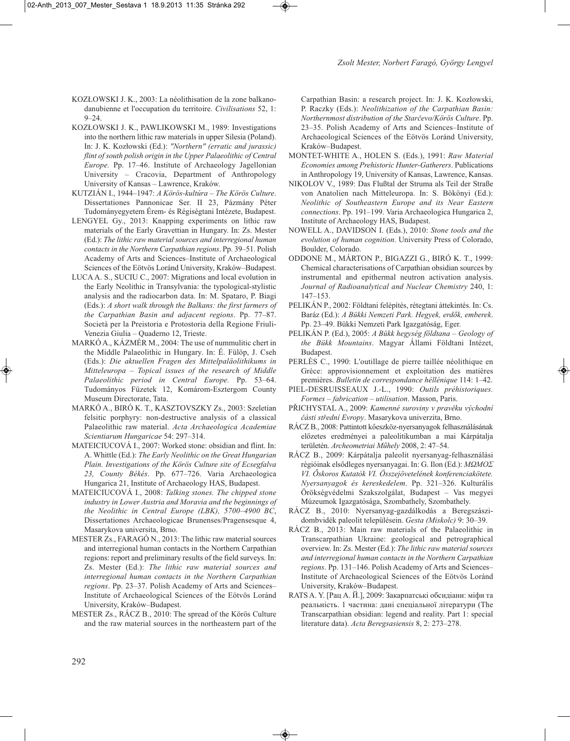KOZŁOWSKI J. K., 2003: La néolithisation de la zone balkano-danubienne et l'occupation du territoire. *Civilisations* 52, 1: 9–24.

KOZŁOWSKI J. K., PAWLIKOWSKI M., 1989: Investigations into the northern lithic raw materials in upper Silesia (Poland). In: J. K. Kozłowski (Ed.): *"Northern" (erratic and jurassic) flint of south polish origin in the Upper Palaeolithic of Central Europe.* Pp. 17–46. Institute of Archaeology Jagellonian University – Cracovia, Department of Anthropology University of Kansas – Lawrence, Kraków.

KUTZIÁN I., 1944–1947: *A Körös-kultúra – The Körös Culture*. Dissertationes Pannonicae Ser. II 23, Pázmány Péter Tudományegyetem Érem- és Régiségtani Intézete, Budapest.

LENGYEL Gy., 2013: Knapping experiments on lithic raw materials of the Early Gravettian in Hungary. In: Zs. Mester (Ed.): *The lithic raw material sources and interregional human contacts in the Northern Carpathian regions*. Pp. 39–51. Polish Academy of Arts and Sciences–Institute of Archaeological Sciences of the Eötvös Loránd University, Kraków–Budapest.

LUCA A. S., SUCIU C., 2007: Migrations and local evolution in the Early Neolithic in Transylvania: the typological-stylistic analysis and the radiocarbon data. In: M. Spataro, P. Biagi (Eds.): *A short walk through the Balkans: the first farmers of the Carpathian Basin and adjacent regions*. Pp. 77–87. Società per la Preistoria e Protostoria della Regione Friuli-Venezia Giulia – Quaderno 12, Trieste.

MARKÓ A., KÁZMÉR M., 2004: The use of nummulitic chert in the Middle Palaeolithic in Hungary. In: É. Fülöp, J. Cseh (Eds.): *Die aktuellen Fragen des Mittelpaläolithikums in Mitteleuropa – Topical issues of the research of Middle Palaeolithic period in Central Europe.* Pp. 53–64. Tudományos Füzetek 12, Komárom-Esztergom County Museum Directorate, Tata.

MARKÓ A., BIRÓ K. T., KASZTOVSZKY Zs., 2003: Szeletian felsitic porphyry: non-destructive analysis of a classical Palaeolithic raw material. *Acta Archaeologica Academiae Scientiarum Hungaricae* 54: 297–314.

MATEICIUCOVÁ I., 2007: Worked stone: obsidian and flint. In: A. Whittle (Ed.): *The Early Neolithic on the Great Hungarian Plain. Investigations of the Körös Culture site of Ecsegfalva 23, County Békés*. Pp. 677–726. Varia Archaeologica Hungarica 21, Institute of Archaeology HAS, Budapest.

MATEICIUCOVÁ I., 2008: *Talking stones. The chipped stone industry in Lower Austria and Moravia and the beginnings of the Neolithic in Central Europe (LBK), 5700–4900 BC*, Dissertationes Archaeologicae Brunenses/Pragensesque 4, Masarykova universita, Brno.

MESTER Zs., FARAGÓ N., 2013: The lithic raw material sources and interregional human contacts in the Northern Carpathian regions: report and preliminary results of the field surveys. In: Zs. Mester (Ed.): *The lithic raw material sources and interregional human contacts in the Northern Carpathian regions*. Pp. 23–37. Polish Academy of Arts and Sciences–Institute of Archaeological Sciences of the Eötvös Loránd University, Kraków–Budapest.

MESTER Zs., RÁCZ B., 2010: The spread of the Körös Culture and the raw material sources in the northeastern part of the Carpathian Basin: a research project. In: J. K. Kozłowski, P. Raczky (Eds.): *Neolithization of the Carpathian Basin: Northernmost distribution of the Starčevo/Körös Culture*. Pp. 23–35. Polish Academy of Arts and Sciences–Institute of Archaeological Sciences of the Eötvös Loránd University, Kraków–Budapest.

MONTET-WHITE A., HOLEN S. (Eds.), 1991: *Raw Material Economies among Prehistoric Hunter-Gatherers*. Publications in Anthropology 19, University of Kansas, Lawrence, Kansas.

NIKOLOV V., 1989: Das Flußtal der Struma als Teil der Straße von Anatolien nach Mitteleuropa. In: S. Bökönyi (Ed.): *Neolithic of Southeastern Europe and its Near Eastern connections*. Pp. 191–199. Varia Archaeologica Hungarica 2, Institute of Archaeology HAS, Budapest.

NOWELL A., DAVIDSON I. (Eds.), 2010: *Stone tools and the evolution of human cognition*. University Press of Colorado, Boulder, Colorado.

ODDONE M., MÁRTON P., BIGAZZI G., BIRÓ K. T., 1999: Chemical characterisations of Carpathian obsidian sources by instrumental and epithermal neutron activation analysis. *Journal of Radioanalytical and Nuclear Chemistry* 240, 1: 147–153.

PELIKÁN P., 2002: Földtani felépítés, rétegtani áttekintés. In: Cs. Baráz (Ed.): *A Bükki Nemzeti Park. Hegyek, erdők, emberek*. Pp. 23–49. Bükki Nemzeti Park Igazgatóság, Eger.

PELIKÁN P. (Ed.), 2005: *A Bükk hegység földtana – Geology of the Bükk Mountains*. Magyar Állami Földtani Intézet, Budapest.

PERLÈS C., 1990: L'outillage de pierre taillée néolithique en Grèce: approvisionnement et exploitation des matières premières. *Bulletin de correspondance héllénique* 114: 1–42.

PIEL-DESRUISSEAUX J.-L., 1990: *Outils préhistoriques. Formes – fabrication – utilisation*. Masson, Paris.

PŘICHYSTAL A., 2009: *Kamenné suroviny v pravěku východní části střední Evropy*. Masarykova univerzita, Brno.

RÁCZ B., 2008: Pattintott kőeszköz-nyersanyagok felhasználásának előzetes eredményei a paleolitikumban a mai Kárpátalja területén. *Archeometriai Műhely* 2008, 2: 47–54.

RÁCZ B., 2009: Kárpátalja paleolit nyersanyag-felhasználási régióinak elsődleges nyersanyagai. In: G. Ilon (Ed.): *ΜΩΜΟΣ VI. Őskoros Kutatók VI. Összejövetelének konferenciakötete. Nyersanyagok és kereskedelem*. Pp. 321–326. Kulturális Örökségvédelmi Szakszolgálat, Budapest – Vas megyei Múzeumok Igazgatósága, Szombathely, Szombathely.

RÁCZ B., 2010: Nyersanyag-gazdálkodás a Beregszászi-dombvidék paleolit településein. *Gesta (Miskolc)* 9: 30–39.

RÁCZ B., 2013: Main raw materials of the Palaeolithic in Transcarpathian Ukraine: geological and petrographical overview. In: Zs. Mester (Ed.): *The lithic raw material sources and interregional human contacts in the Northern Carpathian regions*. Pp. 131–146. Polish Academy of Arts and Sciences–Institute of Archaeological Sciences of the Eötvös Loránd University, Kraków–Budapest.

RATS A. Y. [Рац А. Й.], 2009: Закарпатські обсидіани: міфи та реальність. 1 частина: дані спеціальної літератури (The Transcarpathian obsidian: legend and reality. Part 1: special literature data). *Acta Beregsasiensis* 8, 2: 273–278.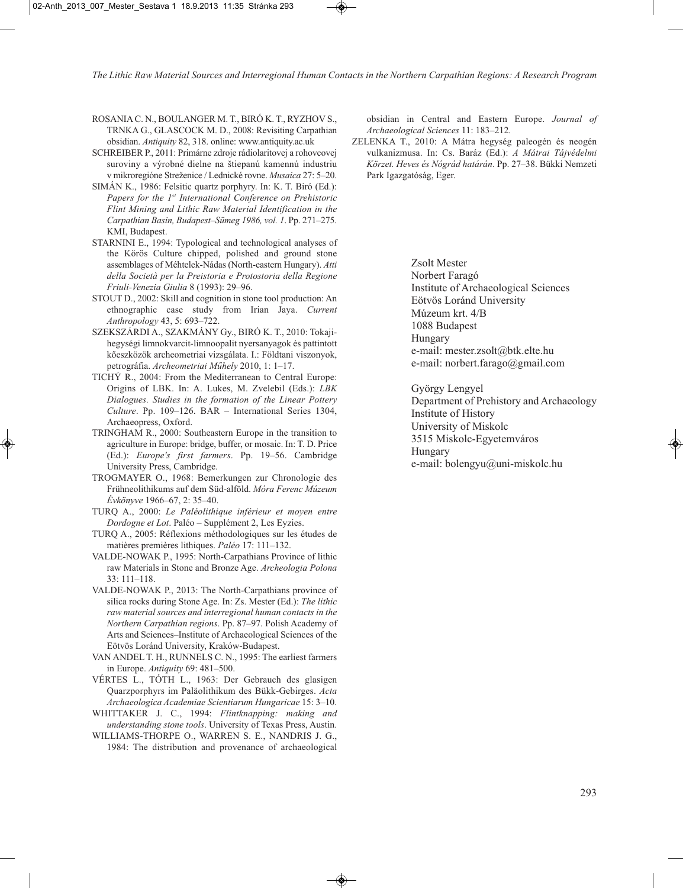ROSANIA C. N., BOULANGER M. T., BIRÓ K. T., RYZHOV S., TRNKA G., GLASCOCK M. D., 2008: Revisiting Carpathian obsidian. *Antiquity* 82, 318. online: www.antiquity.ac.uk

SCHREIBER P., 2011: Primárne zdroje rádiolaritovej a rohovcovej suroviny a výrobné dielne na štiepanú kamennú industriu v mikroregióne Streženice / Lednické rovne. *Musaica* 27: 5–20.

SIMÁN K., 1986: Felsitic quartz porphyry. In: K. T. Biró (Ed.): *Papers for the 1st International Conference on Prehistoric Flint Mining and Lithic Raw Material Identification in the Carpathian Basin, Budapest–Sümeg 1986, vol. 1*. Pp. 271–275. KMI, Budapest.

STARNINI E., 1994: Typological and technological analyses of the Körös Culture chipped, polished and ground stone assemblages of Méhtelek-Nádas (North-eastern Hungary). *Atti della Società per la Preistoria e Protostoria della Regione Friuli-Venezia Giulia* 8 (1993): 29–96.

STOUT D., 2002: Skill and cognition in stone tool production: An ethnographic case study from Irian Jaya. *Current Anthropology* 43, 5: 693–722.

SZEKSZÁRDI A., SZAKMÁNY Gy., BIRÓ K. T., 2010: Tokaji-hegységi limnokvarcit-limnoopalit nyersanyagok és pattintott kőeszközök archeometriai vizsgálata. I.: Földtani viszonyok, petrográfia. *Archeometriai Műhely* 2010, 1: 1–17.

TICHÝ R., 2004: From the Mediterranean to Central Europe: Origins of LBK. In: A. Lukes, M. Zvelebil (Eds.): *LBK Dialogues. Studies in the formation of the Linear Pottery Culture*. Pp. 109–126. BAR – International Series 1304, Archaeopress, Oxford.

TRINGHAM R., 2000: Southeastern Europe in the transition to agriculture in Europe: bridge, buffer, or mosaic. In: T. D. Price (Ed.): *Europe's first farmers*. Pp. 19–56. Cambridge University Press, Cambridge.

TROGMAYER O., 1968: Bemerkungen zur Chronologie des Frühneolithikums auf dem Süd-alföld. *Móra Ferenc Múzeum Évkönyve* 1966–67, 2: 35–40.

TURQ A., 2000: *Le Paléolithique inférieur et moyen entre Dordogne et Lot*. Paléo – Supplément 2, Les Eyzies.

TURQ A., 2005: Réflexions méthodologiques sur les études de matières premières lithiques. *Paléo* 17: 111–132.

VALDE-NOWAK P., 1995: North-Carpathians Province of lithic raw Materials in Stone and Bronze Age. *Archeologia Polona* 33: 111–118.

VALDE-NOWAK P., 2013: The North-Carpathians province of silica rocks during Stone Age. In: Zs. Mester (Ed.): *The lithic raw material sources and interregional human contacts in the Northern Carpathian regions*. Pp. 87–97. Polish Academy of Arts and Sciences–Institute of Archaeological Sciences of the Eötvös Loránd University, Kraków-Budapest.

VAN ANDEL T. H., RUNNELS C. N., 1995: The earliest farmers in Europe. *Antiquity* 69: 481–500.

VÉRTES L., TÓTH L., 1963: Der Gebrauch des glasigen Quarzporphyrs im Paläolithikum des Bükk-Gebirges. *Acta Archaeologica Academiae Scientiarum Hungaricae* 15: 3–10.

WHITTAKER J. C., 1994: *Flintknapping: making and understanding stone tools*. University of Texas Press, Austin.

WILLIAMS-THORPE O., WARREN S. E., NANDRIS J. G., 1984: The distribution and provenance of archaeological obsidian in Central and Eastern Europe. *Journal of Archaeological Sciences* 11: 183–212.

ZELENKA T., 2010: A Mátra hegység paleogén és neogén vulkanizmusa. In: Cs. Baráz (Ed.): *A Mátrai Tájvédelmi Körzet. Heves és Nógrád határán*. Pp. 27–38. Bükki Nemzeti Park Igazgatóság, Eger.

Zsolt Mester
Norbert Faragó
Institute of Archaeological Sciences
Eötvös Loránd University
Múzeum krt. 4/B
1088 Budapest
Hungary
e-mail: mester.zsolt@btk.elte.hu
e-mail: norbert.farago@gmail.com

György Lengyel
Department of Prehistory and Archaeology
Institute of History
University of Miskolc
3515 Miskolc-Egyetemváros
Hungary
e-mail: bolengyu@uni-miskolc.hu